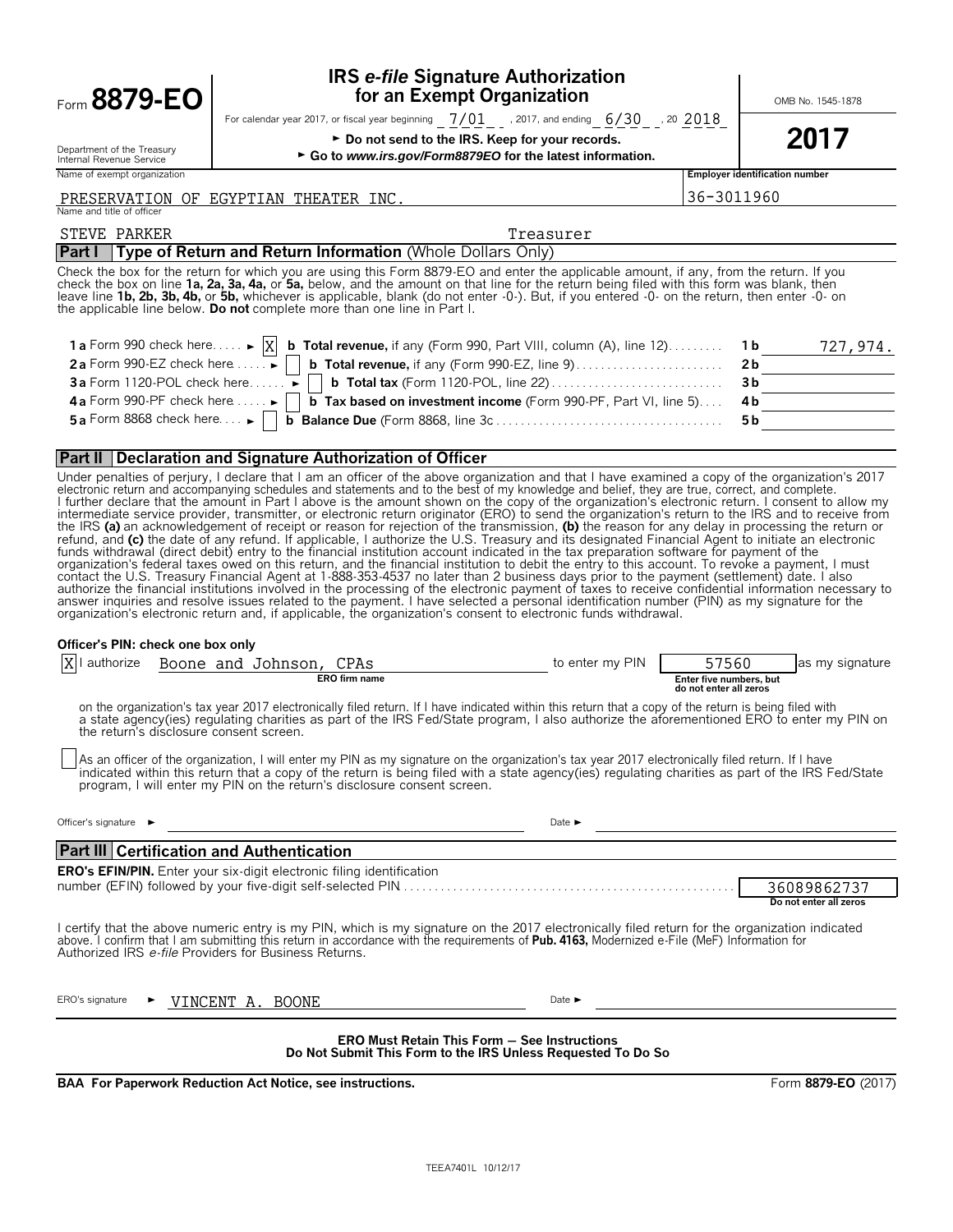# Form 8879-EO

## IRS *e-file* Signature Authorization for an Exempt Organization

For calendar year 2017, or fiscal year beginning 7/01, 2017, and ending 6/30, 20 2018

► Do not send to the IRS. Keep for your records.

► Go to *www.irs.gov/Form8879EO* for the latest information.

OMB No. 1545-1878

**2017**

Department of the Treasury
Internal Revenue Service

Name of exempt organization: PRESERVATION OF EGYPTIAN THEATER INC.

Employer identification number: 36-3011960

Name and title of officer: STEVE PARKER Treasurer

### Part I — Type of Return and Return Information (Whole Dollars Only)

Check the box for the return for which you are using this Form 8879-EO and enter the applicable amount, if any, from the return. If you check the box on line **1a, 2a, 3a, 4a,** or **5a,** below, and the amount on that line for the return being filed with this form was blank, then leave line **1b, 2b, 3b, 4b,** or **5b,** whichever is applicable, blank (do not enter -0-). But, if you entered -0- on the return, then enter -0- on the applicable line below. **Do not** complete more than one line in Part I.

| | | | |
|---|---|---|---|
| **1a** Form 990 check here ► [X] | **b Total revenue,** if any (Form 990, Part VIII, column (A), line 12) | **1b** | 727,974. |
| **2a** Form 990-EZ check here ► [ ] | **b Total revenue,** if any (Form 990-EZ, line 9) | **2b** | |
| **3a** Form 1120-POL check here ► [ ] | **b Total tax** (Form 1120-POL, line 22) | **3b** | |
| **4a** Form 990-PF check here ► [ ] | **b Tax based on investment income** (Form 990-PF, Part VI, line 5) | **4b** | |
| **5a** Form 8868 check here ► [ ] | **b Balance Due** (Form 8868, line 3c | **5b** | |

### Part II — Declaration and Signature Authorization of Officer

Under penalties of perjury, I declare that I am an officer of the above organization and that I have examined a copy of the organization's 2017 electronic return and accompanying schedules and statements and to the best of my knowledge and belief, they are true, correct, and complete. I further declare that the amount in Part I above is the amount shown on the copy of the organization's electronic return. I consent to allow my intermediate service provider, transmitter, or electronic return originator (ERO) to send the organization's return to the IRS and to receive from the IRS **(a)** an acknowledgement of receipt or reason for rejection of the transmission, **(b)** the reason for any delay in processing the return or refund, and **(c)** the date of any refund. If applicable, I authorize the U.S. Treasury and its designated Financial Agent to initiate an electronic funds withdrawal (direct debit) entry to the financial institution account indicated in the tax preparation software for payment of the organization's federal taxes owed on this return, and the financial institution to debit the entry to this account. To revoke a payment, I must contact the U.S. Treasury Financial Agent at 1-888-353-4537 no later than 2 business days prior to the payment (settlement) date. I also authorize the financial institutions involved in the processing of the electronic payment of taxes to receive confidential information necessary to answer inquiries and resolve issues related to the payment. I have selected a personal identification number (PIN) as my signature for the organization's electronic return and, if applicable, the organization's consent to electronic funds withdrawal.

**Officer's PIN: check one box only**

[X] I authorize Boone and Johnson, CPAs (ERO firm name) to enter my PIN 57560 (Enter five numbers, but do not enter all zeros) as my signature on the organization's tax year 2017 electronically filed return. If I have indicated within this return that a copy of the return is being filed with a state agency(ies) regulating charities as part of the IRS Fed/State program, I also authorize the aforementioned ERO to enter my PIN on the return's disclosure consent screen.

[ ] As an officer of the organization, I will enter my PIN as my signature on the organization's tax year 2017 electronically filed return. If I have indicated within this return that a copy of the return is being filed with a state agency(ies) regulating charities as part of the IRS Fed/State program, I will enter my PIN on the return's disclosure consent screen.

Officer's signature ► ______________________ Date ► ______________________

### Part III — Certification and Authentication

**ERO's EFIN/PIN.** Enter your six-digit electronic filing identification number (EFIN) followed by your five-digit self-selected PIN: 36089862737 (Do not enter all zeros)

I certify that the above numeric entry is my PIN, which is my signature on the 2017 electronically filed return for the organization indicated above. I confirm that I am submitting this return in accordance with the requirements of **Pub. 4163,** Modernized e-File (MeF) Information for Authorized IRS *e-file* Providers for Business Returns.

ERO's signature ► VINCENT A. BOONE Date ► ______________________

**ERO Must Retain This Form — See Instructions**
**Do Not Submit This Form to the IRS Unless Requested To Do So**

**BAA For Paperwork Reduction Act Notice, see instructions.** Form **8879-EO** (2017)

TEEA7401L 10/12/17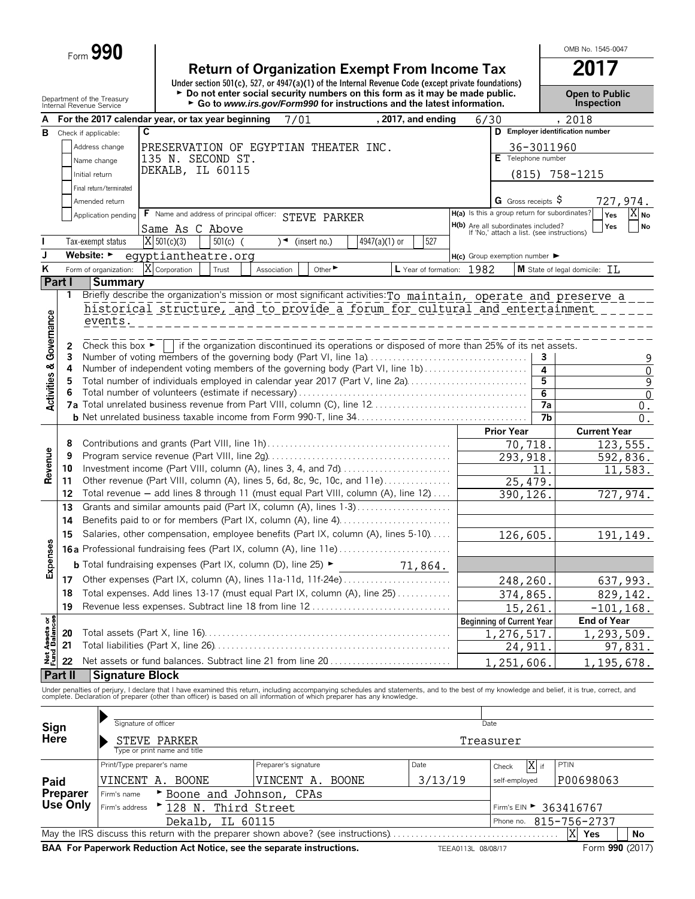Form **990**

# Return of Organization Exempt From Income Tax

**Under section 501(c), 527, or 4947(a)(1) of the Internal Revenue Code (except private foundations)**

► **Do not enter social security numbers on this form as it may be made public.**

► **Go to *www.irs.gov/Form990* for instructions and the latest information.**

OMB No. 1545-0047

**2017**

**Open to Public Inspection**

Department of the Treasury
Internal Revenue Service

**A** For the 2017 calendar year, or tax year beginning 7/01 , 2017, and ending 6/30 , 2018

**B** Check if applicable:
- Address change
- Name change
- Initial return
- Final return/terminated
- Amended return
- Application pending

**C** PRESERVATION OF EGYPTIAN THEATER INC.
135 N. SECOND ST.
DEKALB, IL 60115

**D** Employer identification number: 36-3011960

**E** Telephone number: (815) 758-1215

**G** Gross receipts $ 727,974.

**F** Name and address of principal officer: STEVE PARKER
Same As C Above

**H(a)** Is this a group return for subordinates? Yes [ ] No [X]

**H(b)** Are all subordinates included? Yes [ ] No [ ]
If 'No,' attach a list. (see instructions)

**I** Tax-exempt status: [X] 501(c)(3) [ ] 501(c) ( ) ◄ (insert no.) [ ] 4947(a)(1) or [ ] 527

**J** Website: ► egyptiantheatre.org

**H(c)** Group exemption number ►

**K** Form of organization: [X] Corporation [ ] Trust [ ] Association [ ] Other ►

**L** Year of formation: 1982

**M** State of legal domicile: IL

## Part I Summary

### Activities & Governance

1 Briefly describe the organization's mission or most significant activities: To maintain, operate and preserve a historical structure, and to provide a forum for cultural and entertainment events.

2 Check this box ► [ ] if the organization discontinued its operations or disposed of more than 25% of its net assets.

| | | Line | |
|---|---|---|---|
| 3 | Number of voting members of the governing body (Part VI, line 1a) | 3 | 9 |
| 4 | Number of independent voting members of the governing body (Part VI, line 1b) | 4 | 0 |
| 5 | Total number of individuals employed in calendar year 2017 (Part V, line 2a) | 5 | 9 |
| 6 | Total number of volunteers (estimate if necessary) | 6 | 0 |
| 7a | Total unrelated business revenue from Part VIII, column (C), line 12 | 7a | 0. |
| b | Net unrelated business taxable income from Form 990-T, line 34 | 7b | 0. |

### Revenue / Expenses

| | | Prior Year | Current Year |
|---|---|---|---|
| 8 | Contributions and grants (Part VIII, line 1h) | 70,718. | 123,555. |
| 9 | Program service revenue (Part VIII, line 2g) | 293,918. | 592,836. |
| 10 | Investment income (Part VIII, column (A), lines 3, 4, and 7d) | 11. | 11,583. |
| 11 | Other revenue (Part VIII, column (A), lines 5, 6d, 8c, 9c, 10c, and 11e) | 25,479. | |
| 12 | Total revenue — add lines 8 through 11 (must equal Part VIII, column (A), line 12) | 390,126. | 727,974. |
| 13 | Grants and similar amounts paid (Part IX, column (A), lines 1-3) | | |
| 14 | Benefits paid to or for members (Part IX, column (A), line 4) | | |
| 15 | Salaries, other compensation, employee benefits (Part IX, column (A), lines 5-10) | 126,605. | 191,149. |
| 16a | Professional fundraising fees (Part IX, column (A), line 11e) | | |
| b | Total fundraising expenses (Part IX, column (D), line 25) ► 71,864. | | |
| 17 | Other expenses (Part IX, column (A), lines 11a-11d, 11f-24e) | 248,260. | 637,993. |
| 18 | Total expenses. Add lines 13-17 (must equal Part IX, column (A), line 25) | 374,865. | 829,142. |
| 19 | Revenue less expenses. Subtract line 18 from line 12 | 15,261. | -101,168. |

### Net Assets or Fund Balances

| | | Beginning of Current Year | End of Year |
|---|---|---|---|
| 20 | Total assets (Part X, line 16) | 1,276,517. | 1,293,509. |
| 21 | Total liabilities (Part X, line 26) | 24,911. | 97,831. |
| 22 | Net assets or fund balances. Subtract line 21 from line 20 | 1,251,606. | 1,195,678. |

## Part II Signature Block

Under penalties of perjury, I declare that I have examined this return, including accompanying schedules and statements, and to the best of my knowledge and belief, it is true, correct, and complete. Declaration of preparer (other than officer) is based on all information of which preparer has any knowledge.

**Sign Here**

Signature of officer ► | Date

STEVE PARKER — Treasurer
Type or print name and title

**Paid Preparer Use Only**

| Print/Type preparer's name | Preparer's signature | Date | Check [X] if self-employed | PTIN |
|---|---|---|---|---|
| VINCENT A. BOONE | VINCENT A. BOONE | 3/13/19 | | P00698063 |

Firm's name ► Boone and Johnson, CPAs
Firm's address ► 128 N. Third Street
Dekalb, IL 60115
Firm's EIN ► 363416767
Phone no. 815-756-2737

May the IRS discuss this return with the preparer shown above? (see instructions) [X] Yes [ ] No

**BAA For Paperwork Reduction Act Notice, see the separate instructions.** TEEA0113L 08/08/17 Form **990** (2017)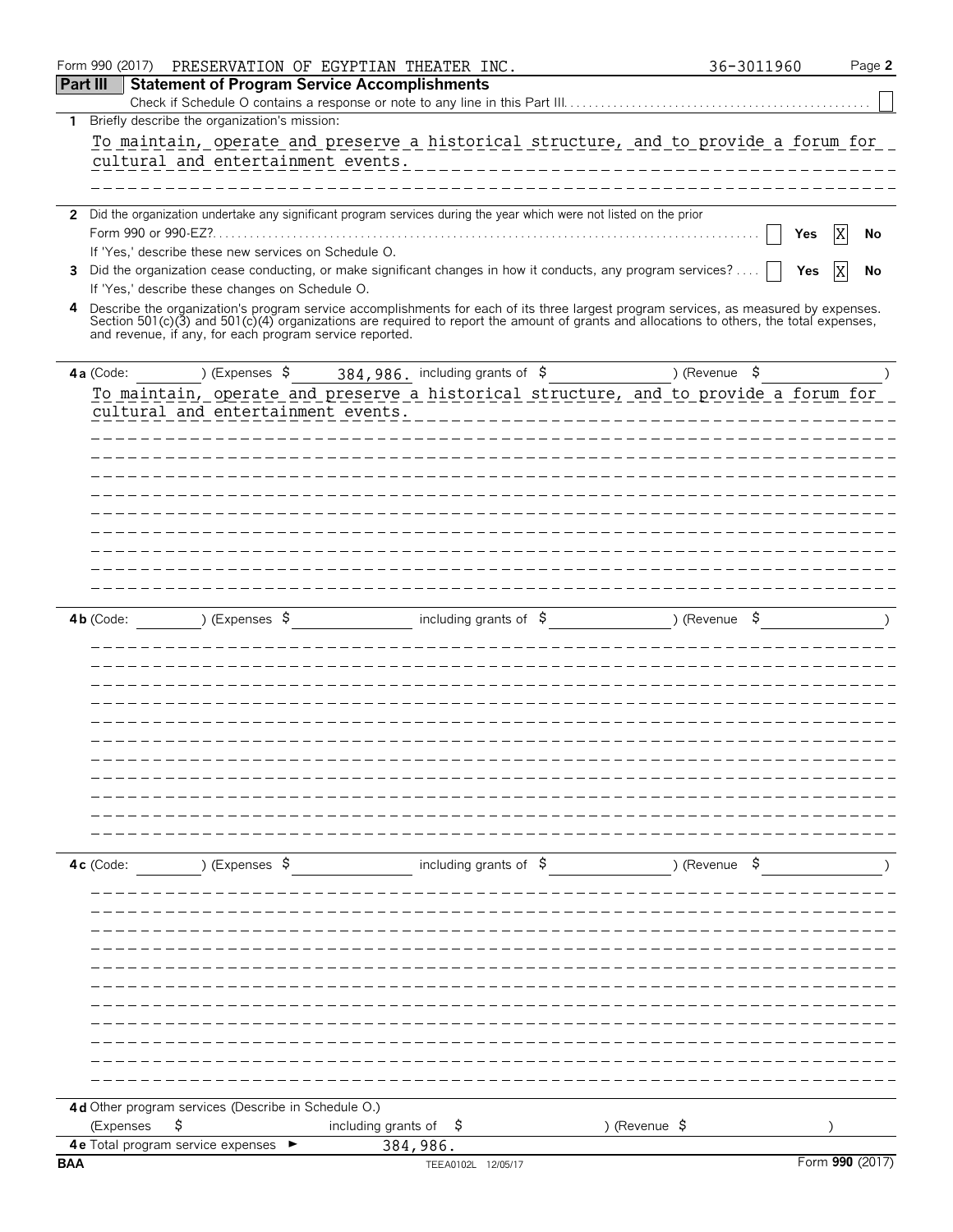Form 990 (2017) PRESERVATION OF EGYPTIAN THEATER INC. 36-3011960 Page 2

## Part III Statement of Program Service Accomplishments

Check if Schedule O contains a response or note to any line in this Part III . . . ☐

**1** Briefly describe the organization's mission:

To maintain, operate and preserve a historical structure, and to provide a forum for cultural and entertainment events.

**2** Did the organization undertake any significant program services during the year which were not listed on the prior Form 990 or 990-EZ? . . . ☐ Yes ☒ No

If 'Yes,' describe these new services on Schedule O.

**3** Did the organization cease conducting, or make significant changes in how it conducts, any program services? . . . ☐ Yes ☒ No

If 'Yes,' describe these changes on Schedule O.

**4** Describe the organization's program service accomplishments for each of its three largest program services, as measured by expenses. Section 501(c)(3) and 501(c)(4) organizations are required to report the amount of grants and allocations to others, the total expenses, and revenue, if any, for each program service reported.

**4a** (Code: ) (Expenses $ 384,986. including grants of $ ) (Revenue $ )

To maintain, operate and preserve a historical structure, and to provide a forum for cultural and entertainment events.

**4b** (Code: ) (Expenses $ including grants of $ ) (Revenue $ )

**4c** (Code: ) (Expenses $ including grants of $ ) (Revenue $ )

**4d** Other program services (Describe in Schedule O.)

(Expenses $ including grants of $ ) (Revenue $ )

**4e** Total program service expenses ► 384,986.

BAA TEEA0102L 12/05/17 Form **990** (2017)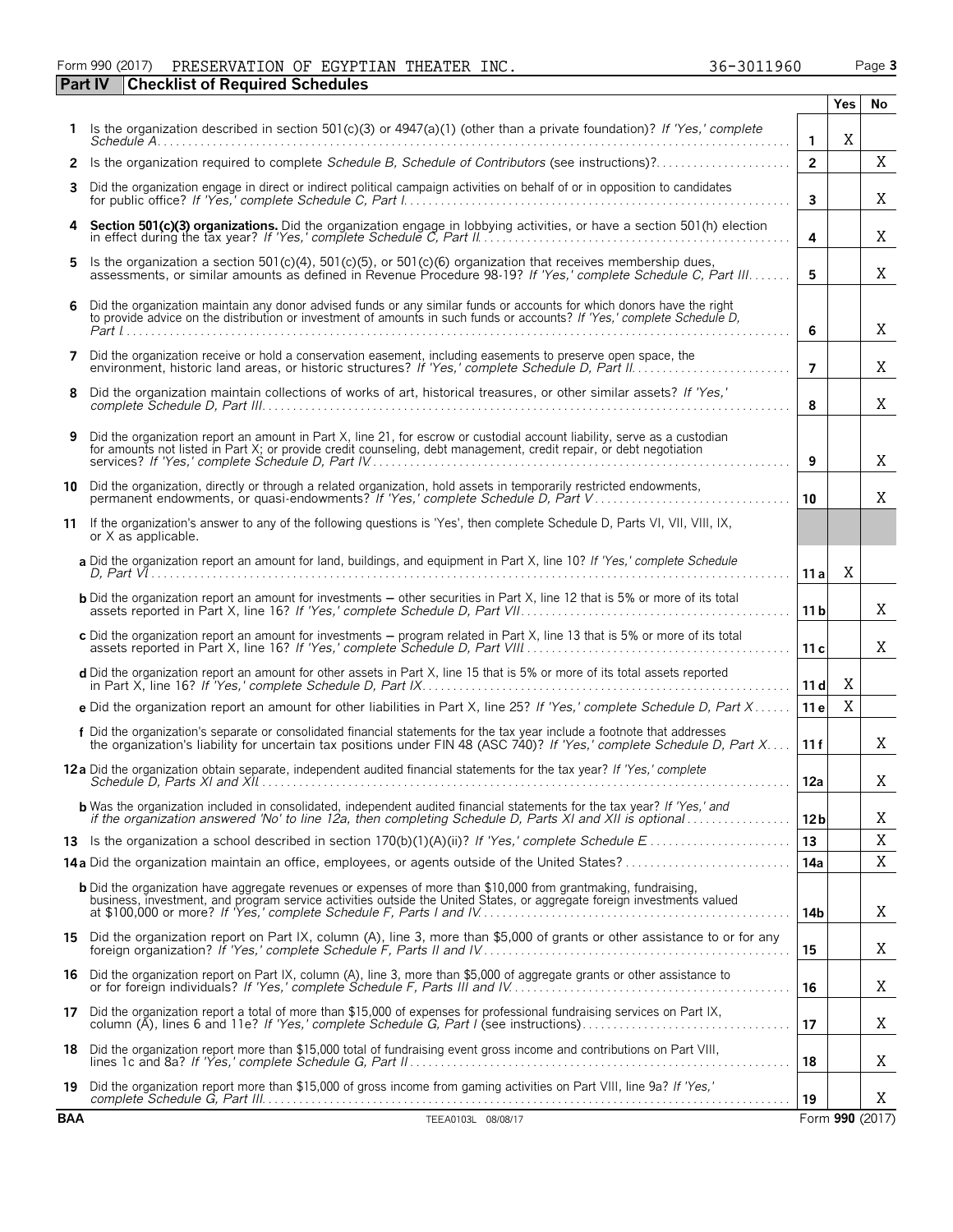Form 990 (2017) PRESERVATION OF EGYPTIAN THEATER INC. 36-3011960

## Part IV Checklist of Required Schedules

| | | | Yes | No |
|---|---|---|---|---|
| **1** | Is the organization described in section 501(c)(3) or 4947(a)(1) (other than a private foundation)? *If 'Yes,' complete Schedule A* | 1 | X | |
| **2** | Is the organization required to complete *Schedule B, Schedule of Contributors* (see instructions)? | 2 | | X |
| **3** | Did the organization engage in direct or indirect political campaign activities on behalf of or in opposition to candidates for public office? *If 'Yes,' complete Schedule C, Part I* | 3 | | X |
| **4** | **Section 501(c)(3) organizations.** Did the organization engage in lobbying activities, or have a section 501(h) election in effect during the tax year? *If 'Yes,' complete Schedule C, Part II* | 4 | | X |
| **5** | Is the organization a section 501(c)(4), 501(c)(5), or 501(c)(6) organization that receives membership dues, assessments, or similar amounts as defined in Revenue Procedure 98-19? *If 'Yes,' complete Schedule C, Part III* | 5 | | X |
| **6** | Did the organization maintain any donor advised funds or any similar funds or accounts for which donors have the right to provide advice on the distribution or investment of amounts in such funds or accounts? *If 'Yes,' complete Schedule D, Part I* | 6 | | X |
| **7** | Did the organization receive or hold a conservation easement, including easements to preserve open space, the environment, historic land areas, or historic structures? *If 'Yes,' complete Schedule D, Part II* | 7 | | X |
| **8** | Did the organization maintain collections of works of art, historical treasures, or other similar assets? *If 'Yes,' complete Schedule D, Part III* | 8 | | X |
| **9** | Did the organization report an amount in Part X, line 21, for escrow or custodial account liability, serve as a custodian for amounts not listed in Part X; or provide credit counseling, debt management, credit repair, or debt negotiation services? *If 'Yes,' complete Schedule D, Part IV* | 9 | | X |
| **10** | Did the organization, directly or through a related organization, hold assets in temporarily restricted endowments, permanent endowments, or quasi-endowments? *If 'Yes,' complete Schedule D, Part V* | 10 | | X |
| **11** | If the organization's answer to any of the following questions is 'Yes', then complete Schedule D, Parts VI, VII, VIII, IX, or X as applicable. | | | |
| | **a** Did the organization report an amount for land, buildings, and equipment in Part X, line 10? *If 'Yes,' complete Schedule D, Part VI* | 11a | X | |
| | **b** Did the organization report an amount for investments – other securities in Part X, line 12 that is 5% or more of its total assets reported in Part X, line 16? *If 'Yes,' complete Schedule D, Part VII* | 11b | | X |
| | **c** Did the organization report an amount for investments – program related in Part X, line 13 that is 5% or more of its total assets reported in Part X, line 16? *If 'Yes,' complete Schedule D, Part VIII* | 11c | | X |
| | **d** Did the organization report an amount for other assets in Part X, line 15 that is 5% or more of its total assets reported in Part X, line 16? *If 'Yes,' complete Schedule D, Part IX* | 11d | X | |
| | **e** Did the organization report an amount for other liabilities in Part X, line 25? *If 'Yes,' complete Schedule D, Part X* | 11e | X | |
| | **f** Did the organization's separate or consolidated financial statements for the tax year include a footnote that addresses the organization's liability for uncertain tax positions under FIN 48 (ASC 740)? *If 'Yes,' complete Schedule D, Part X* | 11f | | X |
| **12a** | Did the organization obtain separate, independent audited financial statements for the tax year? *If 'Yes,' complete Schedule D, Parts XI and XII* | 12a | | X |
| | **b** Was the organization included in consolidated, independent audited financial statements for the tax year? *If 'Yes,' and if the organization answered 'No' to line 12a, then completing Schedule D, Parts XI and XII is optional* | 12b | | X |
| **13** | Is the organization a school described in section 170(b)(1)(A)(ii)? *If 'Yes,' complete Schedule E* | 13 | | X |
| **14a** | Did the organization maintain an office, employees, or agents outside of the United States? | 14a | | X |
| | **b** Did the organization have aggregate revenues or expenses of more than $10,000 from grantmaking, fundraising, business, investment, and program service activities outside the United States, or aggregate foreign investments valued at $100,000 or more? *If 'Yes,' complete Schedule F, Parts I and IV* | 14b | | X |
| **15** | Did the organization report on Part IX, column (A), line 3, more than $5,000 of grants or other assistance to or for any foreign organization? *If 'Yes,' complete Schedule F, Parts II and IV* | 15 | | X |
| **16** | Did the organization report on Part IX, column (A), line 3, more than $5,000 of aggregate grants or other assistance to or for foreign individuals? *If 'Yes,' complete Schedule F, Parts III and IV* | 16 | | X |
| **17** | Did the organization report a total of more than $15,000 of expenses for professional fundraising services on Part IX, column (A), lines 6 and 11e? *If 'Yes,' complete Schedule G, Part I* (see instructions) | 17 | | X |
| **18** | Did the organization report more than $15,000 total of fundraising event gross income and contributions on Part VIII, lines 1c and 8a? *If 'Yes,' complete Schedule G, Part II* | 18 | | X |
| **19** | Did the organization report more than $15,000 of gross income from gaming activities on Part VIII, line 9a? *If 'Yes,' complete Schedule G, Part III* | 19 | | X |

BAA TEEA0103L 08/08/17 Form **990** (2017)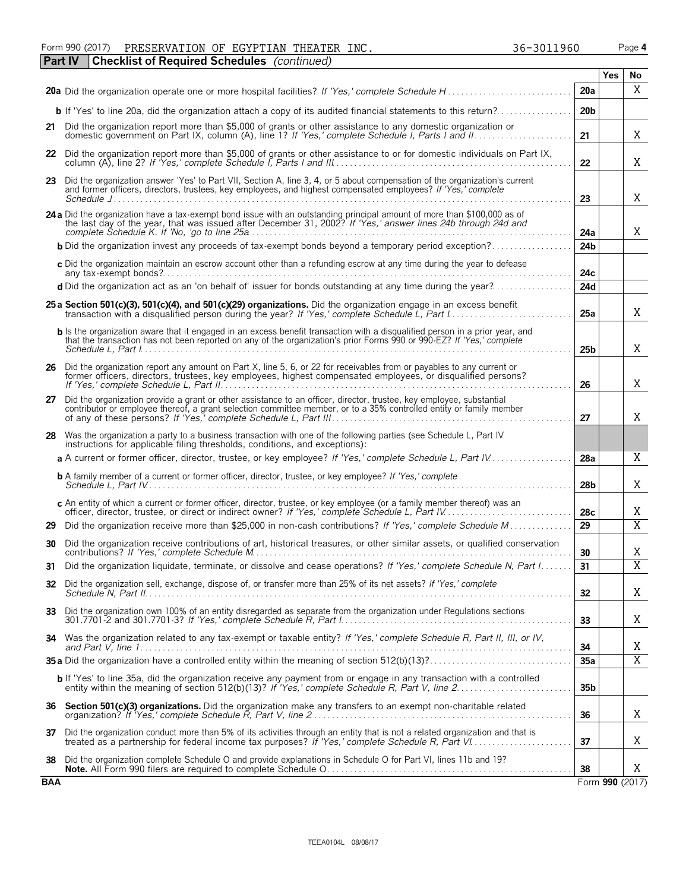Form 990 (2017) PRESERVATION OF EGYPTIAN THEATER INC. 36-3011960 Page **4**

**Part IV** **Checklist of Required Schedules** *(continued)*

| | | | Yes | No |
|---|---|---|---|---|
| **20a** | Did the organization operate one or more hospital facilities? *If 'Yes,' complete Schedule H* | 20a | | X |
| **b** | If 'Yes' to line 20a, did the organization attach a copy of its audited financial statements to this return? | 20b | | |
| **21** | Did the organization report more than $5,000 of grants or other assistance to any domestic organization or domestic government on Part IX, column (A), line 1? *If 'Yes,' complete Schedule I, Parts I and II* | 21 | | X |
| **22** | Did the organization report more than $5,000 of grants or other assistance to or for domestic individuals on Part IX, column (A), line 2? *If 'Yes,' complete Schedule I, Parts I and III* | 22 | | X |
| **23** | Did the organization answer 'Yes' to Part VII, Section A, line 3, 4, or 5 about compensation of the organization's current and former officers, directors, trustees, key employees, and highest compensated employees? *If 'Yes,' complete Schedule J* | 23 | | X |
| **24a** | Did the organization have a tax-exempt bond issue with an outstanding principal amount of more than $100,000 as of the last day of the year, that was issued after December 31, 2002? *If 'Yes,' answer lines 24b through 24d and complete Schedule K. If 'No,' go to line 25a* | 24a | | X |
| **b** | Did the organization invest any proceeds of tax-exempt bonds beyond a temporary period exception? | 24b | | |
| **c** | Did the organization maintain an escrow account other than a refunding escrow at any time during the year to defease any tax-exempt bonds? | 24c | | |
| **d** | Did the organization act as an 'on behalf of' issuer for bonds outstanding at any time during the year? | 24d | | |
| **25a** | **Section 501(c)(3), 501(c)(4), and 501(c)(29) organizations.** Did the organization engage in an excess benefit transaction with a disqualified person during the year? *If 'Yes,' complete Schedule L, Part I* | 25a | | X |
| **b** | Is the organization aware that it engaged in an excess benefit transaction with a disqualified person in a prior year, and that the transaction has not been reported on any of the organization's prior Forms 990 or 990-EZ? *If 'Yes,' complete Schedule L, Part I* | 25b | | X |
| **26** | Did the organization report any amount on Part X, line 5, 6, or 22 for receivables from or payables to any current or former officers, directors, trustees, key employees, highest compensated employees, or disqualified persons? *If 'Yes,' complete Schedule L, Part II* | 26 | | X |
| **27** | Did the organization provide a grant or other assistance to an officer, director, trustee, key employee, substantial contributor or employee thereof, a grant selection committee member, or to a 35% controlled entity or family member of any of these persons? *If 'Yes,' complete Schedule L, Part III* | 27 | | X |
| **28** | Was the organization a party to a business transaction with one of the following parties (see Schedule L, Part IV instructions for applicable filing thresholds, conditions, and exceptions): | | | |
| **a** | A current or former officer, director, trustee, or key employee? *If 'Yes,' complete Schedule L, Part IV* | 28a | | X |
| **b** | A family member of a current or former officer, director, trustee, or key employee? *If 'Yes,' complete Schedule L, Part IV* | 28b | | X |
| **c** | An entity of which a current or former officer, director, trustee, or key employee (or a family member thereof) was an officer, director, trustee, or direct or indirect owner? *If 'Yes,' complete Schedule L, Part IV* | 28c | | X |
| **29** | Did the organization receive more than $25,000 in non-cash contributions? *If 'Yes,' complete Schedule M* | 29 | | X |
| **30** | Did the organization receive contributions of art, historical treasures, or other similar assets, or qualified conservation contributions? *If 'Yes,' complete Schedule M* | 30 | | X |
| **31** | Did the organization liquidate, terminate, or dissolve and cease operations? *If 'Yes,' complete Schedule N, Part I* | 31 | | X |
| **32** | Did the organization sell, exchange, dispose of, or transfer more than 25% of its net assets? *If 'Yes,' complete Schedule N, Part II* | 32 | | X |
| **33** | Did the organization own 100% of an entity disregarded as separate from the organization under Regulations sections 301.7701-2 and 301.7701-3? *If 'Yes,' complete Schedule R, Part I* | 33 | | X |
| **34** | Was the organization related to any tax-exempt or taxable entity? *If 'Yes,' complete Schedule R, Part II, III, or IV, and Part V, line 1* | 34 | | X |
| **35a** | Did the organization have a controlled entity within the meaning of section 512(b)(13)? | 35a | | X |
| **b** | If 'Yes' to line 35a, did the organization receive any payment from or engage in any transaction with a controlled entity within the meaning of section 512(b)(13)? *If 'Yes,' complete Schedule R, Part V, line 2* | 35b | | |
| **36** | **Section 501(c)(3) organizations.** Did the organization make any transfers to an exempt non-charitable related organization? *If 'Yes,' complete Schedule R, Part V, line 2* | 36 | | X |
| **37** | Did the organization conduct more than 5% of its activities through an entity that is not a related organization and that is treated as a partnership for federal income tax purposes? *If 'Yes,' complete Schedule R, Part VI* | 37 | | X |
| **38** | Did the organization complete Schedule O and provide explanations in Schedule O for Part VI, lines 11b and 19? **Note.** All Form 990 filers are required to complete Schedule O | 38 | | X |

**BAA** Form **990** (2017)

TEEA0104L 08/08/17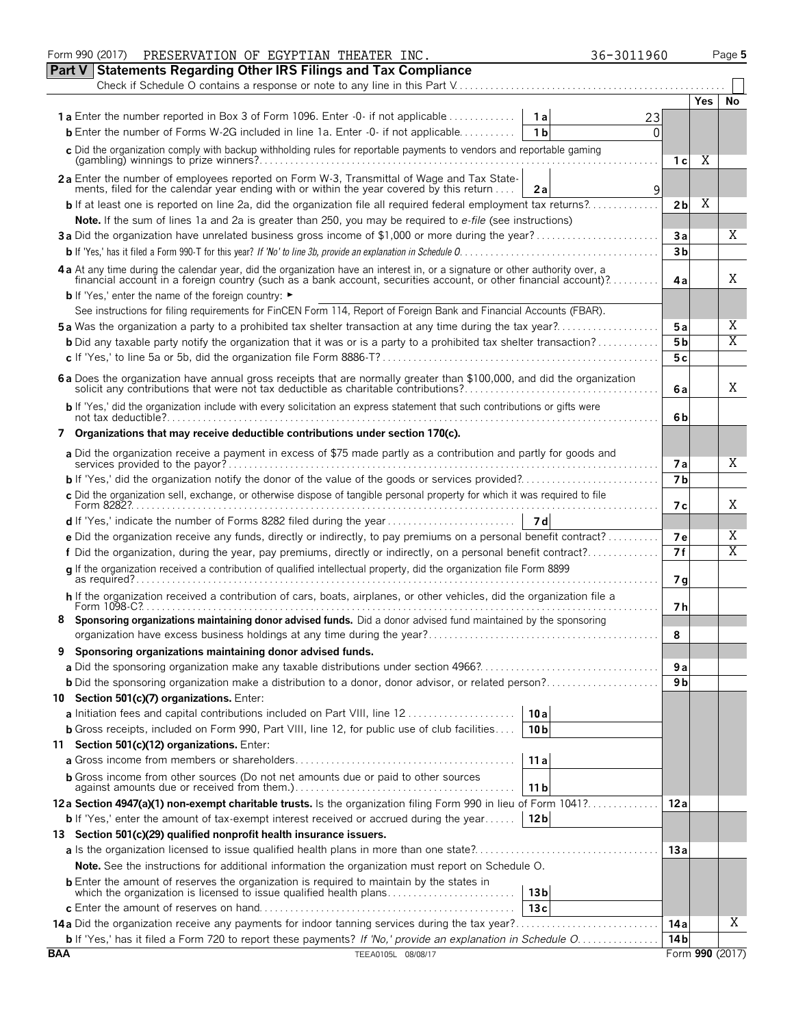Form 990 (2017) PRESERVATION OF EGYPTIAN THEATER INC. 36-3011960 Page **5**

## Part V Statements Regarding Other IRS Filings and Tax Compliance

Check if Schedule O contains a response or note to any line in this Part V. ☐

| | | | | Yes | No |
|---|---|---|---|---|---|
| **1a** Enter the number reported in Box 3 of Form 1096. Enter -0- if not applicable | 1a | 23 | | | |
| **b** Enter the number of Forms W-2G included in line 1a. Enter -0- if not applicable | 1b | 0 | | | |
| **c** Did the organization comply with backup withholding rules for reportable payments to vendors and reportable gaming (gambling) winnings to prize winners? | | | 1c | X | |
| **2a** Enter the number of employees reported on Form W-3, Transmittal of Wage and Tax Statements, filed for the calendar year ending with or within the year covered by this return | 2a | 9 | | | |
| **b** If at least one is reported on line 2a, did the organization file all required federal employment tax returns? | | | 2b | X | |
| **Note.** If the sum of lines 1a and 2a is greater than 250, you may be required to *e-file* (see instructions) | | | | | |
| **3a** Did the organization have unrelated business gross income of $1,000 or more during the year? | | | 3a | | X |
| **b** If 'Yes,' has it filed a Form 990-T for this year? *If 'No' to line 3b, provide an explanation in Schedule O* | | | 3b | | |
| **4a** At any time during the calendar year, did the organization have an interest in, or a signature or other authority over, a financial account in a foreign country (such as a bank account, securities account, or other financial account)? | | | 4a | | X |
| **b** If 'Yes,' enter the name of the foreign country: ► | | | | | |
| See instructions for filing requirements for FinCEN Form 114, Report of Foreign Bank and Financial Accounts (FBAR). | | | | | |
| **5a** Was the organization a party to a prohibited tax shelter transaction at any time during the tax year? | | | 5a | | X |
| **b** Did any taxable party notify the organization that it was or is a party to a prohibited tax shelter transaction? | | | 5b | | X |
| **c** If 'Yes,' to line 5a or 5b, did the organization file Form 8886-T? | | | 5c | | |
| **6a** Does the organization have annual gross receipts that are normally greater than $100,000, and did the organization solicit any contributions that were not tax deductible as charitable contributions? | | | 6a | | X |
| **b** If 'Yes,' did the organization include with every solicitation an express statement that such contributions or gifts were not tax deductible? | | | 6b | | |
| **7 Organizations that may receive deductible contributions under section 170(c).** | | | | | |
| **a** Did the organization receive a payment in excess of $75 made partly as a contribution and partly for goods and services provided to the payor? | | | 7a | | X |
| **b** If 'Yes,' did the organization notify the donor of the value of the goods or services provided? | | | 7b | | |
| **c** Did the organization sell, exchange, or otherwise dispose of tangible personal property for which it was required to file Form 8282? | | | 7c | | X |
| **d** If 'Yes,' indicate the number of Forms 8282 filed during the year | 7d | | | | |
| **e** Did the organization receive any funds, directly or indirectly, to pay premiums on a personal benefit contract? | | | 7e | | X |
| **f** Did the organization, during the year, pay premiums, directly or indirectly, on a personal benefit contract? | | | 7f | | X |
| **g** If the organization received a contribution of qualified intellectual property, did the organization file Form 8899 as required? | | | 7g | | |
| **h** If the organization received a contribution of cars, boats, airplanes, or other vehicles, did the organization file a Form 1098-C? | | | 7h | | |
| **8 Sponsoring organizations maintaining donor advised funds.** Did a donor advised fund maintained by the sponsoring organization have excess business holdings at any time during the year? | | | 8 | | |
| **9 Sponsoring organizations maintaining donor advised funds.** | | | | | |
| **a** Did the sponsoring organization make any taxable distributions under section 4966? | | | 9a | | |
| **b** Did the sponsoring organization make a distribution to a donor, donor advisor, or related person? | | | 9b | | |
| **10 Section 501(c)(7) organizations.** Enter: | | | | | |
| **a** Initiation fees and capital contributions included on Part VIII, line 12 | 10a | | | | |
| **b** Gross receipts, included on Form 990, Part VIII, line 12, for public use of club facilities | 10b | | | | |
| **11 Section 501(c)(12) organizations.** Enter: | | | | | |
| **a** Gross income from members or shareholders | 11a | | | | |
| **b** Gross income from other sources (Do not net amounts due or paid to other sources against amounts due or received from them.) | 11b | | | | |
| **12a Section 4947(a)(1) non-exempt charitable trusts.** Is the organization filing Form 990 in lieu of Form 1041? | | | 12a | | |
| **b** If 'Yes,' enter the amount of tax-exempt interest received or accrued during the year | 12b | | | | |
| **13 Section 501(c)(29) qualified nonprofit health insurance issuers.** | | | | | |
| **a** Is the organization licensed to issue qualified health plans in more than one state? | | | 13a | | |
| **Note.** See the instructions for additional information the organization must report on Schedule O. | | | | | |
| **b** Enter the amount of reserves the organization is required to maintain by the states in which the organization is licensed to issue qualified health plans | 13b | | | | |
| **c** Enter the amount of reserves on hand | 13c | | | | |
| **14a** Did the organization receive any payments for indoor tanning services during the tax year? | | | 14a | | X |
| **b** If 'Yes,' has it filed a Form 720 to report these payments? *If 'No,' provide an explanation in Schedule O* | | | 14b | | |

BAA TEEA0105L 08/08/17 Form **990** (2017)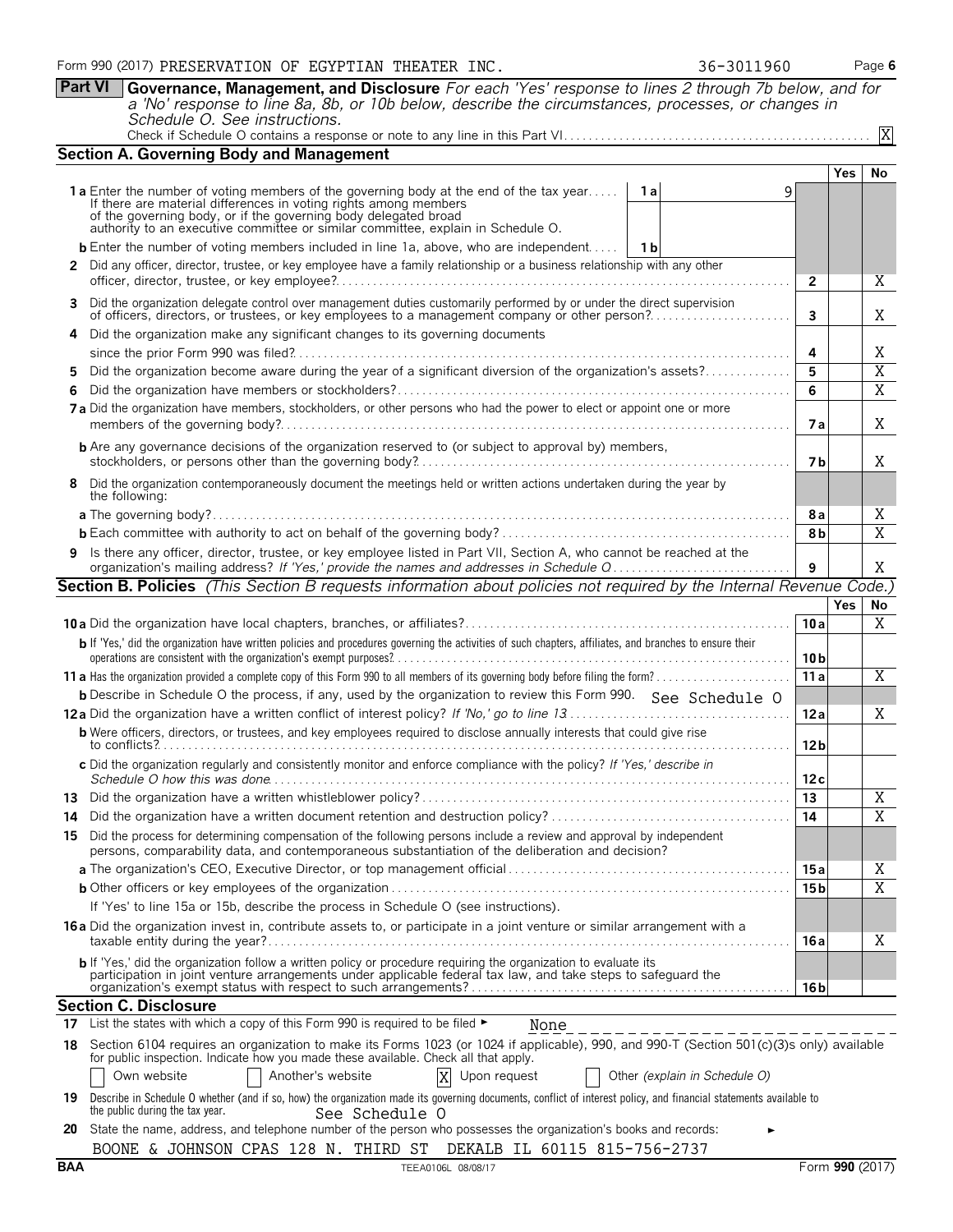Form 990 (2017) PRESERVATION OF EGYPTIAN THEATER INC. 36-3011960 Page 6

**Part VI Governance, Management, and Disclosure** *For each 'Yes' response to lines 2 through 7b below, and for a 'No' response to line 8a, 8b, or 10b below, describe the circumstances, processes, or changes in Schedule O. See instructions.*

Check if Schedule O contains a response or note to any line in this Part VI . . . . . [X]

## Section A. Governing Body and Management

| | | | | Yes | No |
|---|---|---|---|---|---|
| **1a** Enter the number of voting members of the governing body at the end of the tax year. If there are material differences in voting rights among members of the governing body, or if the governing body delegated broad authority to an executive committee or similar committee, explain in Schedule O. | 1a | 9 | | | |
| **b** Enter the number of voting members included in line 1a, above, who are independent | 1b | | | | |
| **2** Did any officer, director, trustee, or key employee have a family relationship or a business relationship with any other officer, director, trustee, or key employee? | | | 2 | | X |
| **3** Did the organization delegate control over management duties customarily performed by or under the direct supervision of officers, directors, or trustees, or key employees to a management company or other person? | | | 3 | | X |
| **4** Did the organization make any significant changes to its governing documents since the prior Form 990 was filed? | | | 4 | | X |
| **5** Did the organization become aware during the year of a significant diversion of the organization's assets? | | | 5 | | X |
| **6** Did the organization have members or stockholders? | | | 6 | | X |
| **7a** Did the organization have members, stockholders, or other persons who had the power to elect or appoint one or more members of the governing body? | | | 7a | | X |
| **b** Are any governance decisions of the organization reserved to (or subject to approval by) members, stockholders, or persons other than the governing body? | | | 7b | | X |
| **8** Did the organization contemporaneously document the meetings held or written actions undertaken during the year by the following: | | | | | |
| **a** The governing body? | | | 8a | | X |
| **b** Each committee with authority to act on behalf of the governing body? | | | 8b | | X |
| **9** Is there any officer, director, trustee, or key employee listed in Part VII, Section A, who cannot be reached at the organization's mailing address? *If 'Yes,' provide the names and addresses in Schedule O* | | | 9 | | X |

## Section B. Policies *(This Section B requests information about policies not required by the Internal Revenue Code.)*

| | | Yes | No |
|---|---|---|---|
| **10a** Did the organization have local chapters, branches, or affiliates? | 10a | | X |
| **b** If 'Yes,' did the organization have written policies and procedures governing the activities of such chapters, affiliates, and branches to ensure their operations are consistent with the organization's exempt purposes? | 10b | | |
| **11a** Has the organization provided a complete copy of this Form 990 to all members of its governing body before filing the form? | 11a | | X |
| **b** Describe in Schedule O the process, if any, used by the organization to review this Form 990. See Schedule O | | | |
| **12a** Did the organization have a written conflict of interest policy? *If 'No,' go to line 13* | 12a | | X |
| **b** Were officers, directors, or trustees, and key employees required to disclose annually interests that could give rise to conflicts? | 12b | | |
| **c** Did the organization regularly and consistently monitor and enforce compliance with the policy? *If 'Yes,' describe in Schedule O how this was done* | 12c | | |
| **13** Did the organization have a written whistleblower policy? | 13 | | X |
| **14** Did the organization have a written document retention and destruction policy? | 14 | | X |
| **15** Did the process for determining compensation of the following persons include a review and approval by independent persons, comparability data, and contemporaneous substantiation of the deliberation and decision? | | | |
| **a** The organization's CEO, Executive Director, or top management official | 15a | | X |
| **b** Other officers or key employees of the organization | 15b | | X |
| If 'Yes' to line 15a or 15b, describe the process in Schedule O (see instructions). | | | |
| **16a** Did the organization invest in, contribute assets to, or participate in a joint venture or similar arrangement with a taxable entity during the year? | 16a | | X |
| **b** If 'Yes,' did the organization follow a written policy or procedure requiring the organization to evaluate its participation in joint venture arrangements under applicable federal tax law, and take steps to safeguard the organization's exempt status with respect to such arrangements? | 16b | | |

## Section C. Disclosure

**17** List the states with which a copy of this Form 990 is required to be filed ► None

**18** Section 6104 requires an organization to make its Forms 1023 (or 1024 if applicable), 990, and 990-T (Section 501(c)(3)s only) available for public inspection. Indicate how you made these available. Check all that apply.

[ ] Own website [ ] Another's website [X] Upon request [ ] Other *(explain in Schedule O)*

**19** Describe in Schedule O whether (and if so, how) the organization made its governing documents, conflict of interest policy, and financial statements available to the public during the tax year. See Schedule O

**20** State the name, address, and telephone number of the person who possesses the organization's books and records: ►

BOONE & JOHNSON CPAS 128 N. THIRD ST DEKALB IL 60115 815-756-2737

BAA TEEA0106L 08/08/17 Form **990** (2017)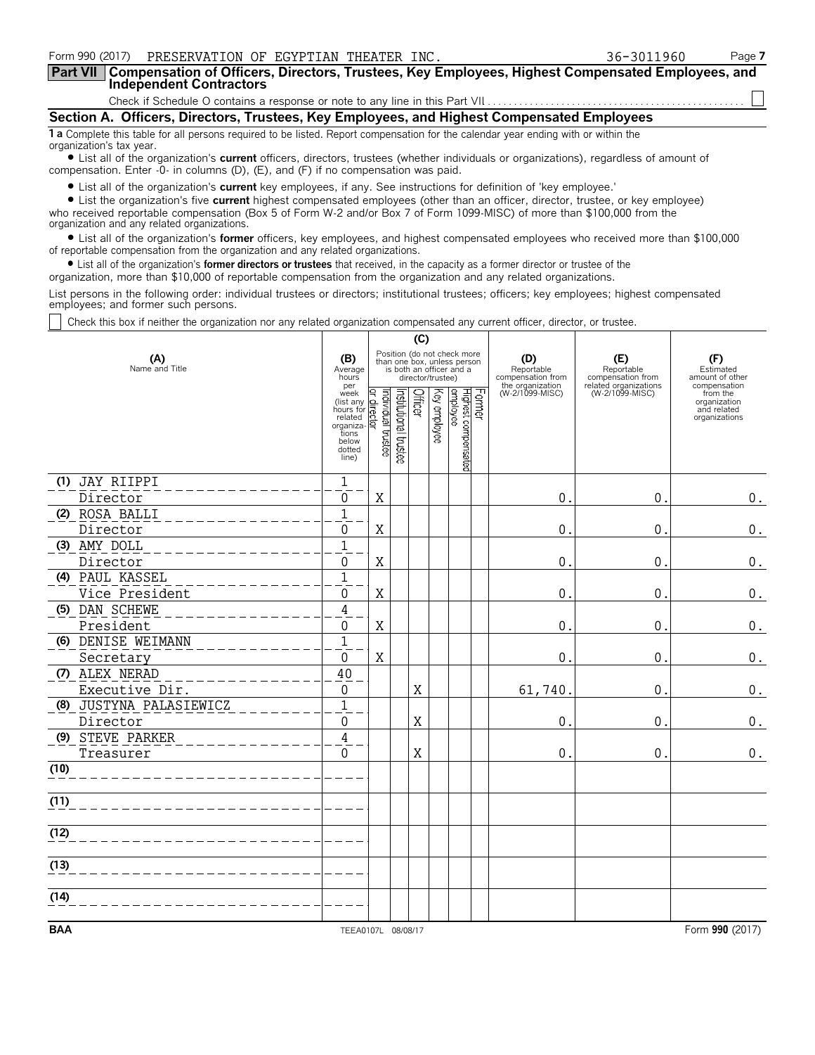Form 990 (2017) PRESERVATION OF EGYPTIAN THEATER INC. 36-3011960 Page 7

## Part VII Compensation of Officers, Directors, Trustees, Key Employees, Highest Compensated Employees, and Independent Contractors

Check if Schedule O contains a response or note to any line in this Part VII . . . ☐

### Section A. Officers, Directors, Trustees, Key Employees, and Highest Compensated Employees

**1 a** Complete this table for all persons required to be listed. Report compensation for the calendar year ending with or within the organization's tax year.

- List all of the organization's **current** officers, directors, trustees (whether individuals or organizations), regardless of amount of compensation. Enter -0- in columns (D), (E), and (F) if no compensation was paid.
- List all of the organization's **current** key employees, if any. See instructions for definition of 'key employee.'
- List the organization's five **current** highest compensated employees (other than an officer, director, trustee, or key employee) who received reportable compensation (Box 5 of Form W-2 and/or Box 7 of Form 1099-MISC) of more than $100,000 from the organization and any related organizations.
- List all of the organization's **former** officers, key employees, and highest compensated employees who received more than $100,000 of reportable compensation from the organization and any related organizations.
- List all of the organization's **former directors or trustees** that received, in the capacity as a former director or trustee of the organization, more than $10,000 of reportable compensation from the organization and any related organizations.

List persons in the following order: individual trustees or directors; institutional trustees; officers; key employees; highest compensated employees; and former such persons.

☐ Check this box if neither the organization nor any related organization compensated any current officer, director, or trustee.

| (A) Name and Title | (B) Average hours per week (list any hours for related organizations below dotted line) | (C) Position: Individual trustee or director | Institutional trustee | Officer | Key employee | Highest compensated employee | Former | (D) Reportable compensation from the organization (W-2/1099-MISC) | (E) Reportable compensation from related organizations (W-2/1099-MISC) | (F) Estimated amount of other compensation from the organization and related organizations |
|---|---|---|---|---|---|---|---|---|---|---|
| (1) JAY RIIPPI<br>Director | 1<br>0 | X | | | | | | 0. | 0. | 0. |
| (2) ROSA BALLI<br>Director | 1<br>0 | X | | | | | | 0. | 0. | 0. |
| (3) AMY DOLL<br>Director | 1<br>0 | X | | | | | | 0. | 0. | 0. |
| (4) PAUL KASSEL<br>Vice President | 1<br>0 | X | | | | | | 0. | 0. | 0. |
| (5) DAN SCHEWE<br>President | 4<br>0 | X | | | | | | 0. | 0. | 0. |
| (6) DENISE WEIMANN<br>Secretary | 1<br>0 | X | | | | | | 0. | 0. | 0. |
| (7) ALEX NERAD<br>Executive Dir. | 40<br>0 | | | X | | | | 61,740. | 0. | 0. |
| (8) JUSTYNA PALASIEWICZ<br>Director | 1<br>0 | | | X | | | | 0. | 0. | 0. |
| (9) STEVE PARKER<br>Treasurer | 4<br>0 | | | X | | | | 0. | 0. | 0. |
| (10) | | | | | | | | | | |
| (11) | | | | | | | | | | |
| (12) | | | | | | | | | | |
| (13) | | | | | | | | | | |
| (14) | | | | | | | | | | |

BAA TEEA0107L 08/08/17 Form **990** (2017)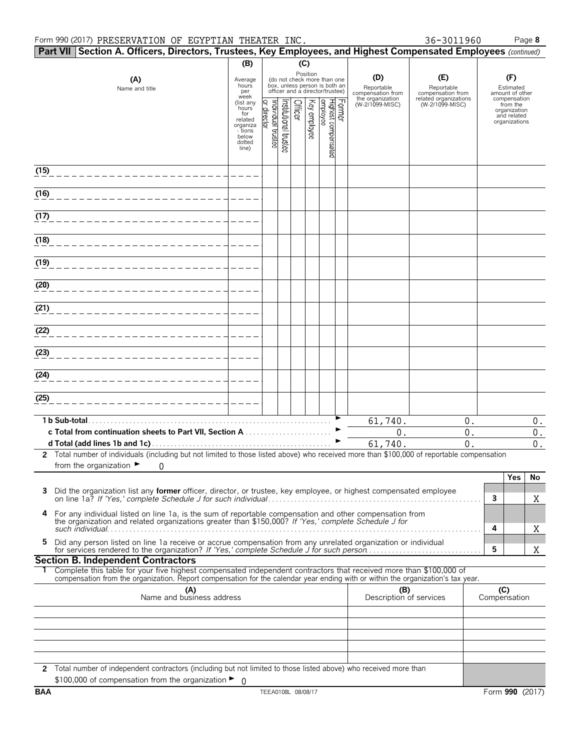Form 990 (2017) PRESERVATION OF EGYPTIAN THEATER INC. 36-3011960 Page **8**

**Part VII Section A. Officers, Directors, Trustees, Key Employees, and Highest Compensated Employees** *(continued)*

| (A) Name and title | (B) Average hours per week (list any hours for related organizations below dotted line) | (C) Position: Individual trustee or director | Institutional trustee | Officer | Key employee | Highest compensated employee | Former | (D) Reportable compensation from the organization (W-2/1099-MISC) | (E) Reportable compensation from related organizations (W-2/1099-MISC) | (F) Estimated amount of other compensation from the organization and related organizations |
|---|---|---|---|---|---|---|---|---|---|---|
| (15) | | | | | | | | | | |
| (16) | | | | | | | | | | |
| (17) | | | | | | | | | | |
| (18) | | | | | | | | | | |
| (19) | | | | | | | | | | |
| (20) | | | | | | | | | | |
| (21) | | | | | | | | | | |
| (22) | | | | | | | | | | |
| (23) | | | | | | | | | | |
| (24) | | | | | | | | | | |
| (25) | | | | | | | | | | |
| **1 b Sub-total** | | | | | | | | 61,740. | 0. | 0. |
| **c Total from continuation sheets to Part VII, Section A** | | | | | | | | 0. | 0. | 0. |
| **d Total (add lines 1b and 1c)** | | | | | | | | 61,740. | 0. | 0. |

**2** Total number of individuals (including but not limited to those listed above) who received more than $100,000 of reportable compensation from the organization ► 0

| | | Yes | No |
|---|---|---|---|
| **3** Did the organization list any **former** officer, director, or trustee, key employee, or highest compensated employee on line 1a? *If 'Yes,' complete Schedule J for such individual* | 3 | | X |
| **4** For any individual listed on line 1a, is the sum of reportable compensation and other compensation from the organization and related organizations greater than $150,000? *If 'Yes,' complete Schedule J for such individual* | 4 | | X |
| **5** Did any person listed on line 1a receive or accrue compensation from any unrelated organization or individual for services rendered to the organization? *If 'Yes,' complete Schedule J for such person* | 5 | | X |

**Section B. Independent Contractors**

**1** Complete this table for your five highest compensated independent contractors that received more than $100,000 of compensation from the organization. Report compensation for the calendar year ending with or within the organization's tax year.

| (A) Name and business address | (B) Description of services | (C) Compensation |
|---|---|---|
| | | |
| | | |
| | | |
| | | |
| | | |

**2** Total number of independent contractors (including but not limited to those listed above) who received more than $100,000 of compensation from the organization ► 0

BAA TEEA0108L 08/08/17 Form **990** (2017)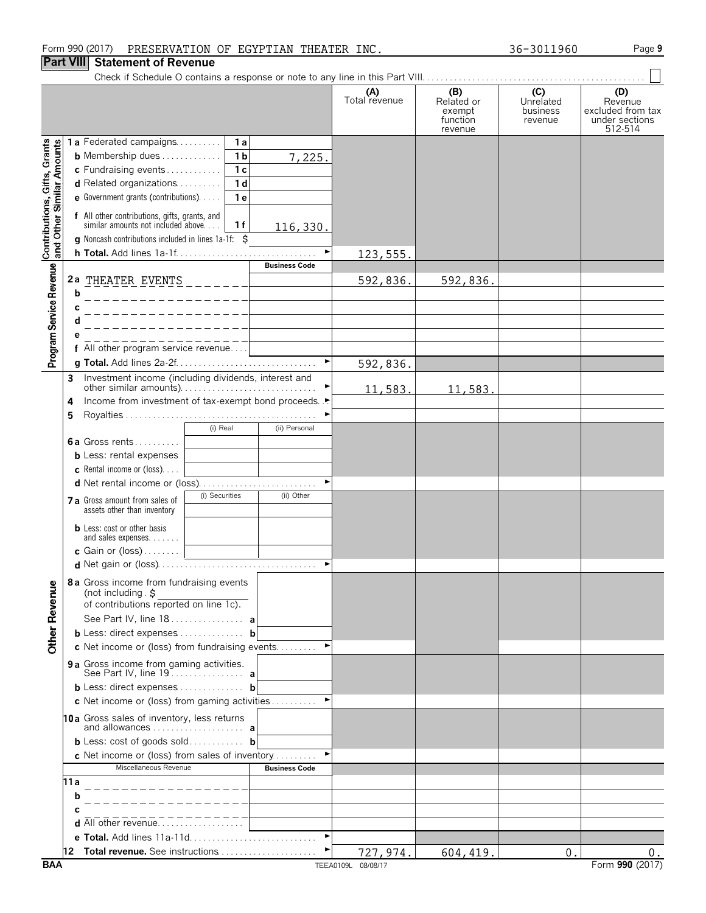Form 990 (2017) PRESERVATION OF EGYPTIAN THEATER INC. 36-3011960

## Part VIII Statement of Revenue

Check if Schedule O contains a response or note to any line in this Part VIII. ☐

| | | | (A) Total revenue | (B) Related or exempt function revenue | (C) Unrelated business revenue | (D) Revenue excluded from tax under sections 512-514 |
|---|---|---|---|---|---|---|
| **Contributions, Gifts, Grants and Other Similar Amounts** | 1a Federated campaigns | 1a | | | | |
| | b Membership dues | 1b 7,225. | | | | |
| | c Fundraising events | 1c | | | | |
| | d Related organizations | 1d | | | | |
| | e Government grants (contributions) | 1e | | | | |
| | f All other contributions, gifts, grants, and similar amounts not included above | 1f 116,330. | | | | |
| | g Noncash contributions included in lines 1a-1f: $ | | | | | |
| | h **Total.** Add lines 1a-1f | | 123,555. | | | |
| **Program Service Revenue** | | Business Code | | | | |
| | 2a THEATER EVENTS | | 592,836. | 592,836. | | |
| | b | | | | | |
| | c | | | | | |
| | d | | | | | |
| | e | | | | | |
| | f All other program service revenue | | | | | |
| | g **Total.** Add lines 2a-2f | | 592,836. | | | |
| **Other Revenue** | 3 Investment income (including dividends, interest and other similar amounts) | | 11,583. | 11,583. | | |
| | 4 Income from investment of tax-exempt bond proceeds | | | | | |
| | 5 Royalties | | | | | |
| | | (i) Real / (ii) Personal | | | | |
| | 6a Gross rents | | | | | |
| | b Less: rental expenses | | | | | |
| | c Rental income or (loss) | | | | | |
| | d Net rental income or (loss) | | | | | |
| | | (i) Securities / (ii) Other | | | | |
| | 7a Gross amount from sales of assets other than inventory | | | | | |
| | b Less: cost or other basis and sales expenses | | | | | |
| | c Gain or (loss) | | | | | |
| | d Net gain or (loss) | | | | | |
| | 8a Gross income from fundraising events (not including $ of contributions reported on line 1c). See Part IV, line 18 | a | | | | |
| | b Less: direct expenses | b | | | | |
| | c Net income or (loss) from fundraising events | | | | | |
| | 9a Gross income from gaming activities. See Part IV, line 19 | a | | | | |
| | b Less: direct expenses | b | | | | |
| | c Net income or (loss) from gaming activities | | | | | |
| | 10a Gross sales of inventory, less returns and allowances | a | | | | |
| | b Less: cost of goods sold | b | | | | |
| | c Net income or (loss) from sales of inventory | | | | | |
| | Miscellaneous Revenue | Business Code | | | | |
| | 11a | | | | | |
| | b | | | | | |
| | c | | | | | |
| | d All other revenue | | | | | |
| | e **Total.** Add lines 11a-11d | | | | | |
| | 12 **Total revenue.** See instructions | | 727,974. | 604,419. | 0. | 0. |

BAA TEEA0109L 08/08/17 Form **990** (2017)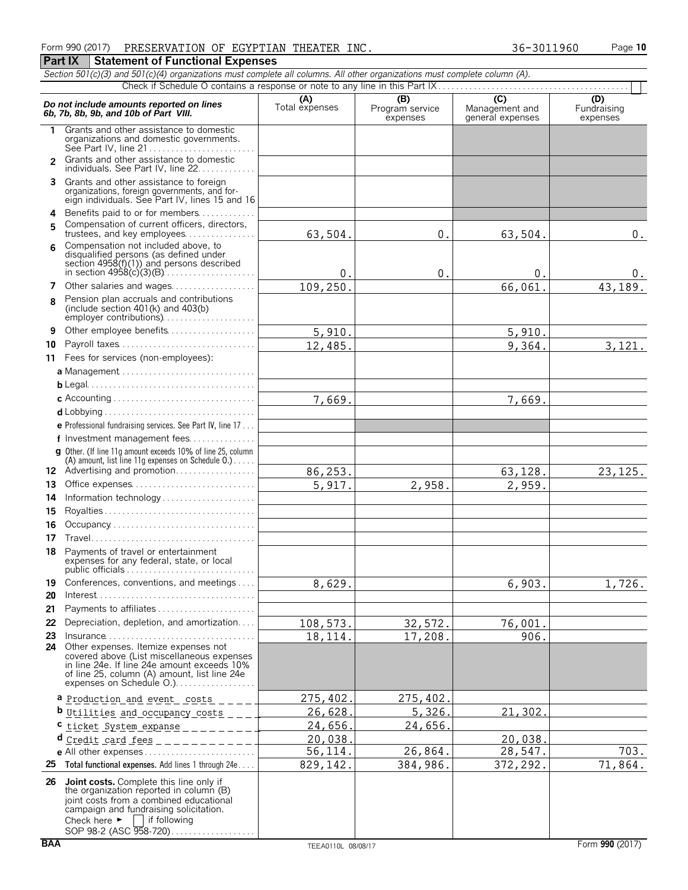Form 990 (2017) PRESERVATION OF EGYPTIAN THEATER INC. 36-3011960 Page **10**

## Part IX Statement of Functional Expenses

*Section 501(c)(3) and 501(c)(4) organizations must complete all columns. All other organizations must complete column (A).*

Check if Schedule O contains a response or note to any line in this Part IX . . . . . . . . . . ☐

| ***Do not include amounts reported on lines 6b, 7b, 8b, 9b, and 10b of Part VIII.*** | **(A)** Total expenses | **(B)** Program service expenses | **(C)** Management and general expenses | **(D)** Fundraising expenses |
|---|---|---|---|---|
| **1** Grants and other assistance to domestic organizations and domestic governments. See Part IV, line 21 | | | | |
| **2** Grants and other assistance to domestic individuals. See Part IV, line 22 | | | | |
| **3** Grants and other assistance to foreign organizations, foreign governments, and foreign individuals. See Part IV, lines 15 and 16 | | | | |
| **4** Benefits paid to or for members | | | | |
| **5** Compensation of current officers, directors, trustees, and key employees | 63,504. | 0. | 63,504. | 0. |
| **6** Compensation not included above, to disqualified persons (as defined under section 4958(f)(1)) and persons described in section 4958(c)(3)(B) | 0. | 0. | 0. | 0. |
| **7** Other salaries and wages | 109,250. | | 66,061. | 43,189. |
| **8** Pension plan accruals and contributions (include section 401(k) and 403(b) employer contributions) | | | | |
| **9** Other employee benefits | 5,910. | | 5,910. | |
| **10** Payroll taxes | 12,485. | | 9,364. | 3,121. |
| **11** Fees for services (non-employees): | | | | |
| **a** Management | | | | |
| **b** Legal | | | | |
| **c** Accounting | 7,669. | | 7,669. | |
| **d** Lobbying | | | | |
| **e** Professional fundraising services. See Part IV, line 17 | | | | |
| **f** Investment management fees | | | | |
| **g** Other. (If line 11g amount exceeds 10% of line 25, column (A) amount, list line 11g expenses on Schedule O.) | | | | |
| **12** Advertising and promotion | 86,253. | | 63,128. | 23,125. |
| **13** Office expenses | 5,917. | 2,958. | 2,959. | |
| **14** Information technology | | | | |
| **15** Royalties | | | | |
| **16** Occupancy | | | | |
| **17** Travel | | | | |
| **18** Payments of travel or entertainment expenses for any federal, state, or local public officials | | | | |
| **19** Conferences, conventions, and meetings | 8,629. | | 6,903. | 1,726. |
| **20** Interest | | | | |
| **21** Payments to affiliates | | | | |
| **22** Depreciation, depletion, and amortization | 108,573. | 32,572. | 76,001. | |
| **23** Insurance | 18,114. | 17,208. | 906. | |
| **24** Other expenses. Itemize expenses not covered above (List miscellaneous expenses in line 24e. If line 24e amount exceeds 10% of line 25, column (A) amount, list line 24e expenses on Schedule O.) | | | | |
| **a** Production and event costs | 275,402. | 275,402. | | |
| **b** Utilities and occupancy costs | 26,628. | 5,326. | 21,302. | |
| **c** ticket System expanse | 24,656. | 24,656. | | |
| **d** Credit card fees | 20,038. | | 20,038. | |
| **e** All other expenses | 56,114. | 26,864. | 28,547. | 703. |
| **25** **Total functional expenses.** Add lines 1 through 24e | 829,142. | 384,986. | 372,292. | 71,864. |
| **26** **Joint costs.** Complete this line only if the organization reported in column (B) joint costs from a combined educational campaign and fundraising solicitation. Check here ► ☐ if following SOP 98-2 (ASC 958-720) | | | | |

BAA TEEA0110L 08/08/17 Form **990** (2017)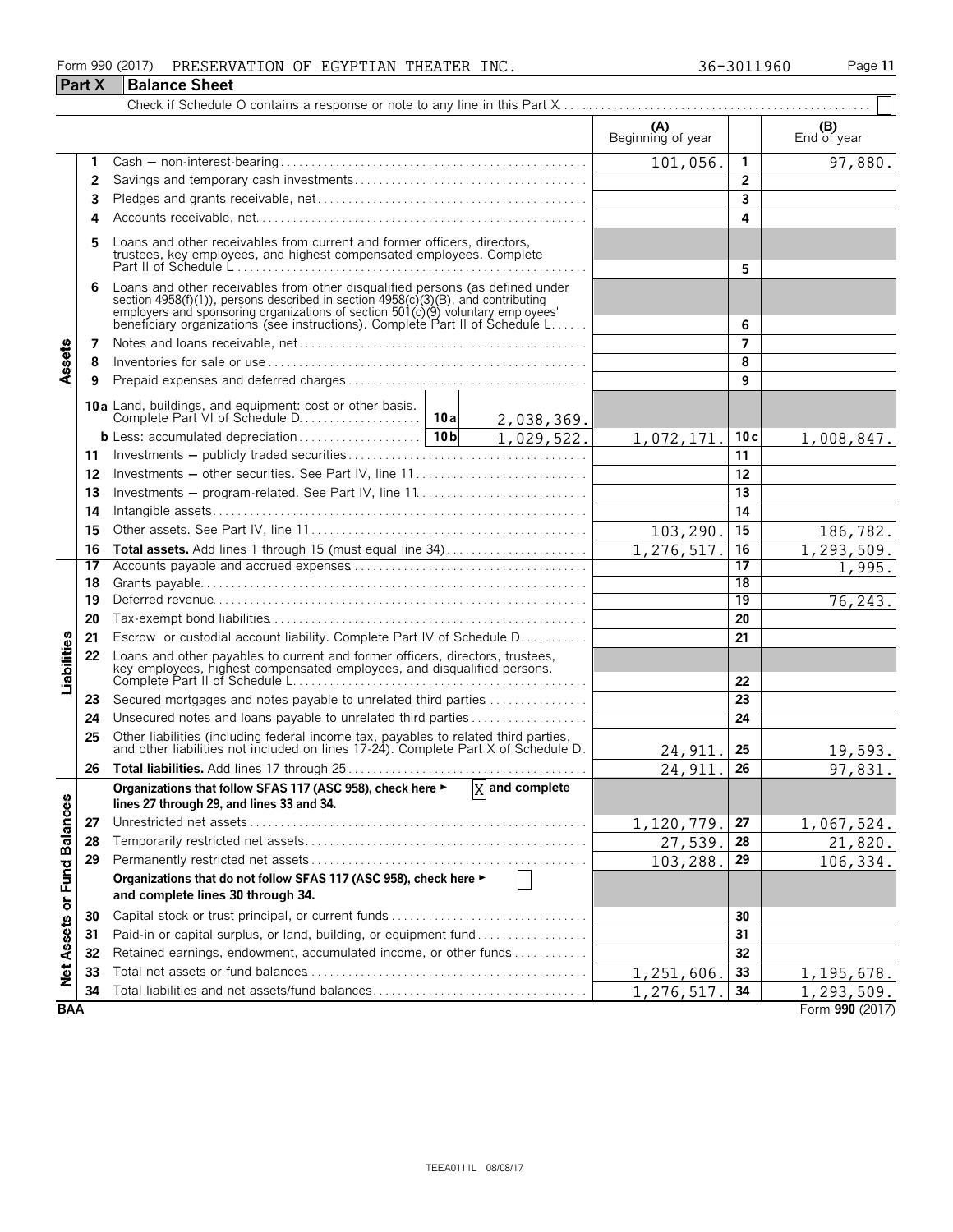Form 990 (2017) PRESERVATION OF EGYPTIAN THEATER INC. 36-3011960

## Part X Balance Sheet

Check if Schedule O contains a response or note to any line in this Part X . . . . . ☐

| | | | (A) Beginning of year | | (B) End of year |
|---|---|---|---|---|---|
| Assets | 1 | Cash — non-interest-bearing | 101,056. | 1 | 97,880. |
| | 2 | Savings and temporary cash investments | | 2 | |
| | 3 | Pledges and grants receivable, net | | 3 | |
| | 4 | Accounts receivable, net | | 4 | |
| | 5 | Loans and other receivables from current and former officers, directors, trustees, key employees, and highest compensated employees. Complete Part II of Schedule L | | 5 | |
| | 6 | Loans and other receivables from other disqualified persons (as defined under section 4958(f)(1)), persons described in section 4958(c)(3)(B), and contributing employers and sponsoring organizations of section 501(c)(9) voluntary employees' beneficiary organizations (see instructions). Complete Part II of Schedule L | | 6 | |
| | 7 | Notes and loans receivable, net | | 7 | |
| | 8 | Inventories for sale or use | | 8 | |
| | 9 | Prepaid expenses and deferred charges | | 9 | |
| | 10a | Land, buildings, and equipment: cost or other basis. Complete Part VI of Schedule D . . . 10a 2,038,369. | | | |
| | b | Less: accumulated depreciation . . . 10b 1,029,522. | 1,072,171. | 10c | 1,008,847. |
| | 11 | Investments — publicly traded securities | | 11 | |
| | 12 | Investments — other securities. See Part IV, line 11 | | 12 | |
| | 13 | Investments — program-related. See Part IV, line 11 | | 13 | |
| | 14 | Intangible assets | | 14 | |
| | 15 | Other assets. See Part IV, line 11 | 103,290. | 15 | 186,782. |
| | 16 | **Total assets.** Add lines 1 through 15 (must equal line 34) | 1,276,517. | 16 | 1,293,509. |
| Liabilities | 17 | Accounts payable and accrued expenses | | 17 | 1,995. |
| | 18 | Grants payable | | 18 | |
| | 19 | Deferred revenue | | 19 | 76,243. |
| | 20 | Tax-exempt bond liabilities | | 20 | |
| | 21 | Escrow or custodial account liability. Complete Part IV of Schedule D | | 21 | |
| | 22 | Loans and other payables to current and former officers, directors, trustees, key employees, highest compensated employees, and disqualified persons. Complete Part II of Schedule L | | 22 | |
| | 23 | Secured mortgages and notes payable to unrelated third parties | | 23 | |
| | 24 | Unsecured notes and loans payable to unrelated third parties | | 24 | |
| | 25 | Other liabilities (including federal income tax, payables to related third parties, and other liabilities not included on lines 17-24). Complete Part X of Schedule D | 24,911. | 25 | 19,593. |
| | 26 | **Total liabilities.** Add lines 17 through 25 | 24,911. | 26 | 97,831. |
| Net Assets or Fund Balances | | **Organizations that follow SFAS 117 (ASC 958), check here ► [X] and complete lines 27 through 29, and lines 33 and 34.** | | | |
| | 27 | Unrestricted net assets | 1,120,779. | 27 | 1,067,524. |
| | 28 | Temporarily restricted net assets | 27,539. | 28 | 21,820. |
| | 29 | Permanently restricted net assets | 103,288. | 29 | 106,334. |
| | | **Organizations that do not follow SFAS 117 (ASC 958), check here ► [ ] and complete lines 30 through 34.** | | | |
| | 30 | Capital stock or trust principal, or current funds | | 30 | |
| | 31 | Paid-in or capital surplus, or land, building, or equipment fund | | 31 | |
| | 32 | Retained earnings, endowment, accumulated income, or other funds | | 32 | |
| | 33 | Total net assets or fund balances | 1,251,606. | 33 | 1,195,678. |
| | 34 | Total liabilities and net assets/fund balances | 1,276,517. | 34 | 1,293,509. |

BAA Form **990** (2017)

TEEA0111L 08/08/17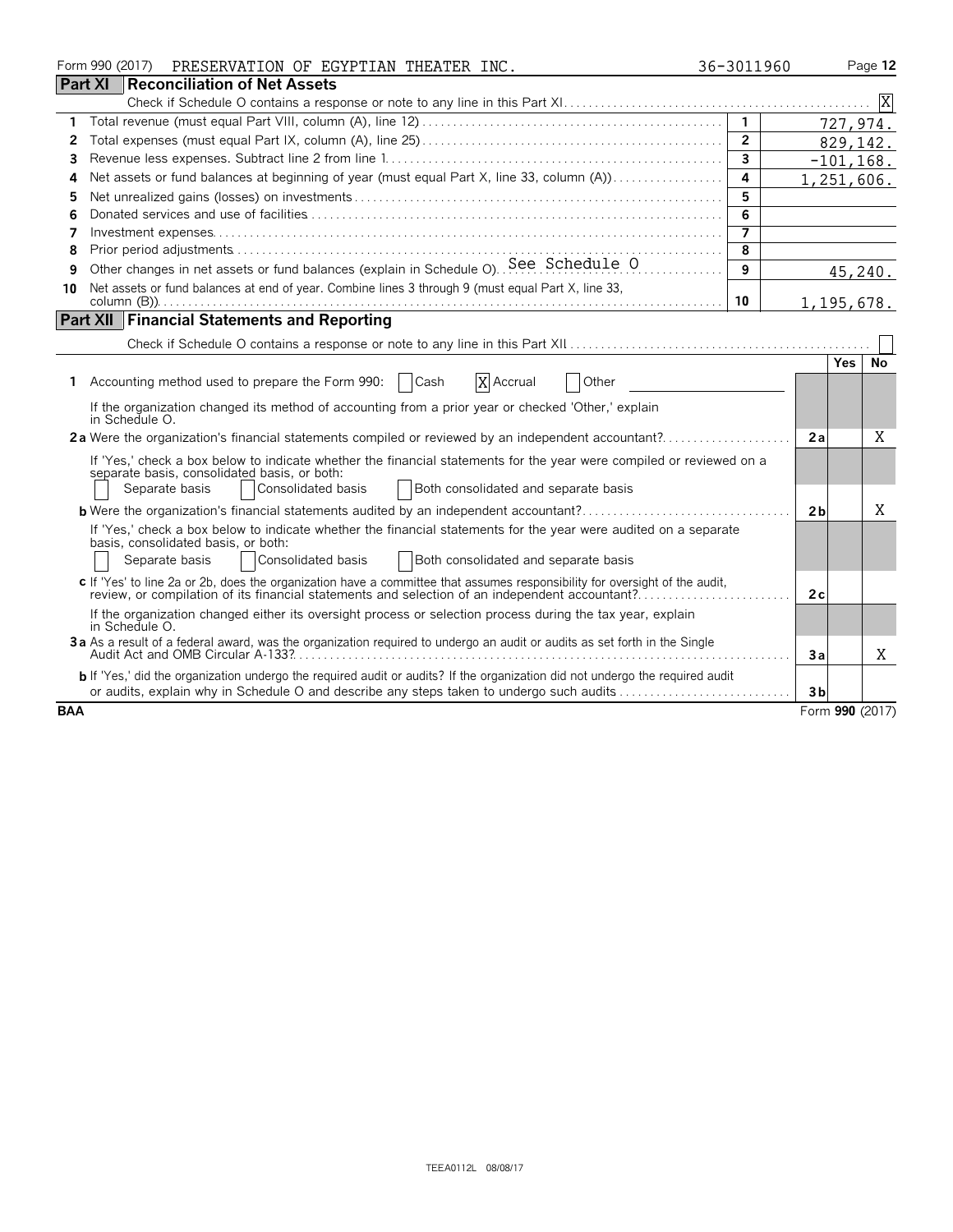Form 990 (2017) PRESERVATION OF EGYPTIAN THEATER INC. 36-3011960 Page 12

## Part XI Reconciliation of Net Assets

Check if Schedule O contains a response or note to any line in this Part XI . . . . . . . . . . [X]

| | | | |
|---|---|---|---|
| 1 | Total revenue (must equal Part VIII, column (A), line 12) | 1 | 727,974. |
| 2 | Total expenses (must equal Part IX, column (A), line 25) | 2 | 829,142. |
| 3 | Revenue less expenses. Subtract line 2 from line 1 | 3 | -101,168. |
| 4 | Net assets or fund balances at beginning of year (must equal Part X, line 33, column (A)) | 4 | 1,251,606. |
| 5 | Net unrealized gains (losses) on investments | 5 | |
| 6 | Donated services and use of facilities | 6 | |
| 7 | Investment expenses | 7 | |
| 8 | Prior period adjustments | 8 | |
| 9 | Other changes in net assets or fund balances (explain in Schedule O) See Schedule O | 9 | 45,240. |
| 10 | Net assets or fund balances at end of year. Combine lines 3 through 9 (must equal Part X, line 33, column (B)) | 10 | 1,195,678. |

## Part XII Financial Statements and Reporting

Check if Schedule O contains a response or note to any line in this Part XII . . . . . . . . . . [ ]

| | | | Yes | No |
|---|---|---|---|---|
| 1 | Accounting method used to prepare the Form 990: [ ] Cash [X] Accrual [ ] Other | | | |
| | If the organization changed its method of accounting from a prior year or checked 'Other,' explain in Schedule O. | | | |
| 2a | Were the organization's financial statements compiled or reviewed by an independent accountant? | 2a | | X |
| | If 'Yes,' check a box below to indicate whether the financial statements for the year were compiled or reviewed on a separate basis, consolidated basis, or both: [ ] Separate basis [ ] Consolidated basis [ ] Both consolidated and separate basis | | | |
| b | Were the organization's financial statements audited by an independent accountant? | 2b | | X |
| | If 'Yes,' check a box below to indicate whether the financial statements for the year were audited on a separate basis, consolidated basis, or both: [ ] Separate basis [ ] Consolidated basis [ ] Both consolidated and separate basis | | | |
| c | If 'Yes' to line 2a or 2b, does the organization have a committee that assumes responsibility for oversight of the audit, review, or compilation of its financial statements and selection of an independent accountant? | 2c | | |
| | If the organization changed either its oversight process or selection process during the tax year, explain in Schedule O. | | | |
| 3a | As a result of a federal award, was the organization required to undergo an audit or audits as set forth in the Single Audit Act and OMB Circular A-133? | 3a | | X |
| b | If 'Yes,' did the organization undergo the required audit or audits? If the organization did not undergo the required audit or audits, explain why in Schedule O and describe any steps taken to undergo such audits | 3b | | |

BAA Form 990 (2017)

TEEA0112L 08/08/17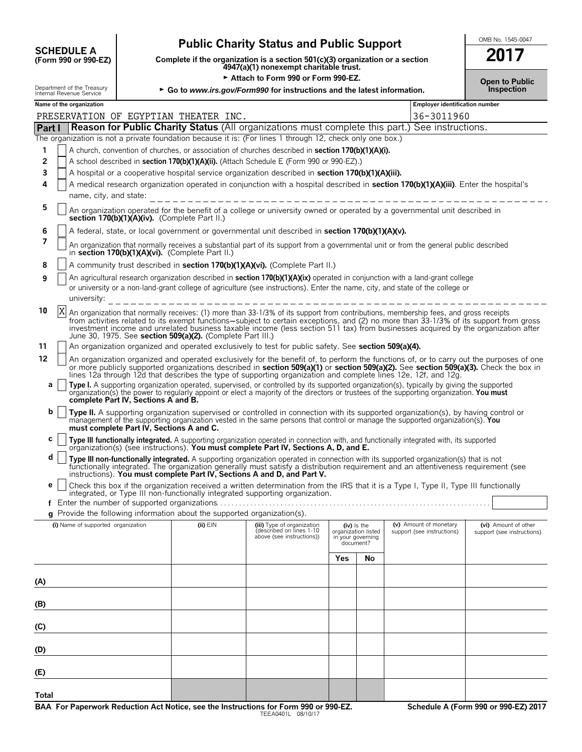**SCHEDULE A**
**(Form 990 or 990-EZ)**

Department of the Treasury
Internal Revenue Service

# Public Charity Status and Public Support

**Complete if the organization is a section 501(c)(3) organization or a section 4947(a)(1) nonexempt charitable trust.**

► **Attach to Form 990 or Form 990-EZ.**

► **Go to *www.irs.gov/Form990* for instructions and the latest information.**

OMB No. 1545-0047

**2017**

**Open to Public Inspection**

| Name of the organization | Employer identification number |
|---|---|
| PRESERVATION OF EGYPTIAN THEATER INC. | 36-3011960 |

## Part I — Reason for Public Charity Status (All organizations must complete this part.) See instructions.

The organization is not a private foundation because it is: (For lines 1 through 12, check only one box.)

1. [ ] A church, convention of churches, or association of churches described in **section 170(b)(1)(A)(i).**
2. [ ] A school described in **section 170(b)(1)(A)(ii).** (Attach Schedule E (Form 990 or 990-EZ).)
3. [ ] A hospital or a cooperative hospital service organization described in **section 170(b)(1)(A)(iii).**
4. [ ] A medical research organization operated in conjunction with a hospital described in **section 170(b)(1)(A)(iii)**. Enter the hospital's name, city, and state:
5. [ ] An organization operated for the benefit of a college or university owned or operated by a governmental unit described in **section 170(b)(1)(A)(iv).** (Complete Part II.)
6. [ ] A federal, state, or local government or governmental unit described in **section 170(b)(1)(A)(v).**
7. [ ] An organization that normally receives a substantial part of its support from a governmental unit or from the general public described in **section 170(b)(1)(A)(vi).** (Complete Part II.)
8. [ ] A community trust described in **section 170(b)(1)(A)(vi).** (Complete Part II.)
9. [ ] An agricultural research organization described in **section 170(b)(1)(A)(ix)** operated in conjunction with a land-grant college or university or a non-land-grant college of agriculture (see instructions). Enter the name, city, and state of the college or university:
10. [X] An organization that normally receives: (1) more than 33-1/3% of its support from contributions, membership fees, and gross receipts from activities related to its exempt functions—subject to certain exceptions, and (2) no more than 33-1/3% of its support from gross investment income and unrelated business taxable income (less section 511 tax) from businesses acquired by the organization after June 30, 1975. See **section 509(a)(2).** (Complete Part III.)
11. [ ] An organization organized and operated exclusively to test for public safety. See **section 509(a)(4).**
12. [ ] An organization organized and operated exclusively for the benefit of, to perform the functions of, or to carry out the purposes of one or more publicly supported organizations described in **section 509(a)(1)** or **section 509(a)(2).** See **section 509(a)(3).** Check the box in lines 12a through 12d that describes the type of supporting organization and complete lines 12e, 12f, and 12g.
   - **a** [ ] **Type I.** A supporting organization operated, supervised, or controlled by its supported organization(s), typically by giving the supported organization(s) the power to regularly appoint or elect a majority of the directors or trustees of the supporting organization. **You must complete Part IV, Sections A and B.**
   - **b** [ ] **Type II.** A supporting organization supervised or controlled in connection with its supported organization(s), by having control or management of the supporting organization vested in the same persons that control or manage the supported organization(s). **You must complete Part IV, Sections A and C.**
   - **c** [ ] **Type III functionally integrated.** A supporting organization operated in connection with, and functionally integrated with, its supported organization(s) (see instructions). **You must complete Part IV, Sections A, D, and E.**
   - **d** [ ] **Type III non-functionally integrated.** A supporting organization operated in connection with its supported organization(s) that is not functionally integrated. The organization generally must satisfy a distribution requirement and an attentiveness requirement (see instructions). **You must complete Part IV, Sections A and D, and Part V.**
   - **e** [ ] Check this box if the organization received a written determination from the IRS that it is a Type I, Type II, Type III functionally integrated, or Type III non-functionally integrated supporting organization.
   - **f** Enter the number of supported organizations
   - **g** Provide the following information about the supported organization(s).

| (i) Name of supported organization | (ii) EIN | (iii) Type of organization (described on lines 1-10 above (see instructions)) | (iv) Is the organization listed in your governing document? Yes | No | (v) Amount of monetary support (see instructions) | (vi) Amount of other support (see instructions) |
|---|---|---|---|---|---|---|
| (A) | | | | | | |
| (B) | | | | | | |
| (C) | | | | | | |
| (D) | | | | | | |
| (E) | | | | | | |
| Total | | | | | | |

**BAA For Paperwork Reduction Act Notice, see the Instructions for Form 990 or 990-EZ.** TEEA0401L 08/10/17 **Schedule A (Form 990 or 990-EZ) 2017**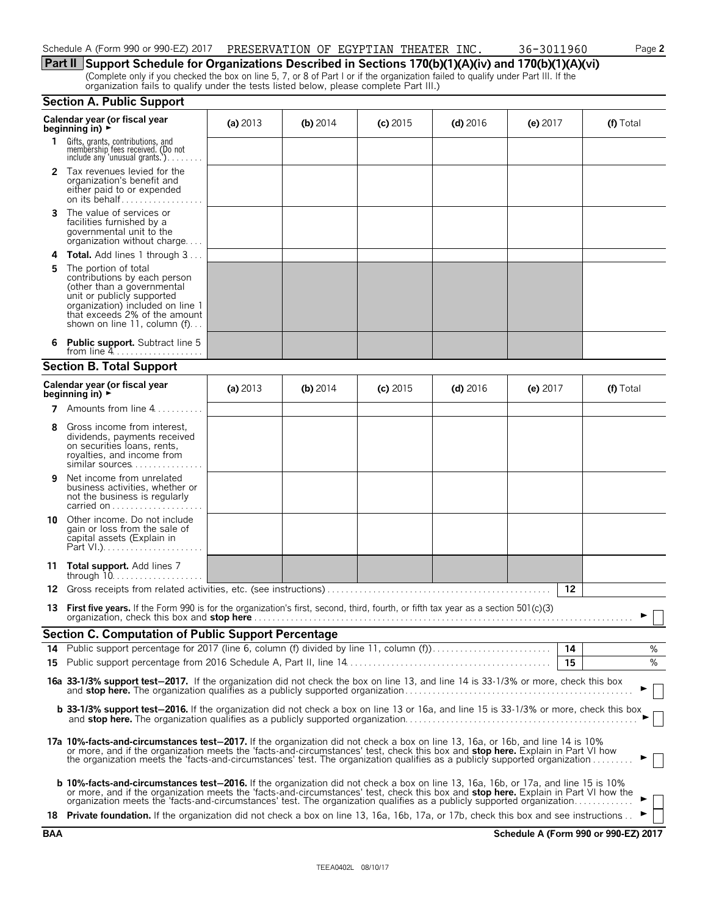Schedule A (Form 990 or 990-EZ) 2017 PRESERVATION OF EGYPTIAN THEATER INC. 36-3011960 Page 2

## Part II Support Schedule for Organizations Described in Sections 170(b)(1)(A)(iv) and 170(b)(1)(A)(vi)

(Complete only if you checked the box on line 5, 7, or 8 of Part I or if the organization failed to qualify under Part III. If the organization fails to qualify under the tests listed below, please complete Part III.)

### Section A. Public Support

| Calendar year (or fiscal year beginning in) ► | (a) 2013 | (b) 2014 | (c) 2015 | (d) 2016 | (e) 2017 | (f) Total |
|---|---|---|---|---|---|---|
| 1 Gifts, grants, contributions, and membership fees received. (Do not include any 'unusual grants.') | | | | | | |
| 2 Tax revenues levied for the organization's benefit and either paid to or expended on its behalf | | | | | | |
| 3 The value of services or facilities furnished by a governmental unit to the organization without charge | | | | | | |
| 4 **Total.** Add lines 1 through 3 | | | | | | |
| 5 The portion of total contributions by each person (other than a governmental unit or publicly supported organization) included on line 1 that exceeds 2% of the amount shown on line 11, column (f) | | | | | | |
| 6 **Public support.** Subtract line 5 from line 4 | | | | | | |

### Section B. Total Support

| Calendar year (or fiscal year beginning in) ► | (a) 2013 | (b) 2014 | (c) 2015 | (d) 2016 | (e) 2017 | (f) Total |
|---|---|---|---|---|---|---|
| 7 Amounts from line 4 | | | | | | |
| 8 Gross income from interest, dividends, payments received on securities loans, rents, royalties, and income from similar sources | | | | | | |
| 9 Net income from unrelated business activities, whether or not the business is regularly carried on | | | | | | |
| 10 Other income. Do not include gain or loss from the sale of capital assets (Explain in Part VI.) | | | | | | |
| 11 **Total support.** Add lines 7 through 10 | | | | | | |

12 Gross receipts from related activities, etc. (see instructions) 12

13 **First five years.** If the Form 990 is for the organization's first, second, third, fourth, or fifth tax year as a section 501(c)(3) organization, check this box and **stop here** ► ☐

### Section C. Computation of Public Support Percentage

14 Public support percentage for 2017 (line 6, column (f) divided by line 11, column (f)) 14 %

15 Public support percentage from 2016 Schedule A, Part II, line 14 15 %

**16a 33-1/3% support test–2017.** If the organization did not check the box on line 13, and line 14 is 33-1/3% or more, check this box and **stop here.** The organization qualifies as a publicly supported organization ► ☐

**b 33-1/3% support test–2016.** If the organization did not check a box on line 13 or 16a, and line 15 is 33-1/3% or more, check this box and **stop here.** The organization qualifies as a publicly supported organization ► ☐

**17a 10%-facts-and-circumstances test–2017.** If the organization did not check a box on line 13, 16a, or 16b, and line 14 is 10% or more, and if the organization meets the 'facts-and-circumstances' test, check this box and **stop here.** Explain in Part VI how the organization meets the 'facts-and-circumstances' test. The organization qualifies as a publicly supported organization ► ☐

**b 10%-facts-and-circumstances test–2016.** If the organization did not check a box on line 13, 16a, 16b, or 17a, and line 15 is 10% or more, and if the organization meets the 'facts-and-circumstances' test, check this box and **stop here.** Explain in Part VI how the organization meets the 'facts-and-circumstances' test. The organization qualifies as a publicly supported organization ► ☐

**18 Private foundation.** If the organization did not check a box on line 13, 16a, 16b, 17a, or 17b, check this box and see instructions ► ☐

BAA Schedule A (Form 990 or 990-EZ) 2017

TEEA0402L 08/10/17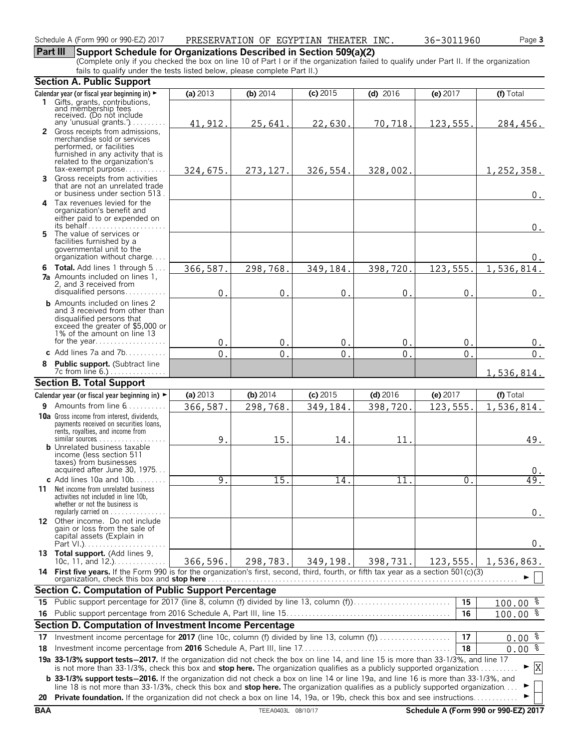Schedule A (Form 990 or 990-EZ) 2017 PRESERVATION OF EGYPTIAN THEATER INC. 36-3011960 Page 3

## Part III Support Schedule for Organizations Described in Section 509(a)(2)

(Complete only if you checked the box on line 10 of Part I or if the organization failed to qualify under Part II. If the organization fails to qualify under the tests listed below, please complete Part II.)

### Section A. Public Support

| Calendar year (or fiscal year beginning in) ► | (a) 2013 | (b) 2014 | (c) 2015 | (d) 2016 | (e) 2017 | (f) Total |
|---|---|---|---|---|---|---|
| **1** Gifts, grants, contributions, and membership fees received. (Do not include any 'unusual grants.') | 41,912. | 25,641. | 22,630. | 70,718. | 123,555. | 284,456. |
| **2** Gross receipts from admissions, merchandise sold or services performed, or facilities furnished in any activity that is related to the organization's tax-exempt purpose | 324,675. | 273,127. | 326,554. | 328,002. | | 1,252,358. |
| **3** Gross receipts from activities that are not an unrelated trade or business under section 513 | | | | | | 0. |
| **4** Tax revenues levied for the organization's benefit and either paid to or expended on its behalf | | | | | | 0. |
| **5** The value of services or facilities furnished by a governmental unit to the organization without charge | | | | | | 0. |
| **6 Total.** Add lines 1 through 5 | 366,587. | 298,768. | 349,184. | 398,720. | 123,555. | 1,536,814. |
| **7a** Amounts included on lines 1, 2, and 3 received from disqualified persons | 0. | 0. | 0. | 0. | 0. | 0. |
| **b** Amounts included on lines 2 and 3 received from other than disqualified persons that exceed the greater of $5,000 or 1% of the amount on line 13 for the year | 0. | 0. | 0. | 0. | 0. | 0. |
| **c** Add lines 7a and 7b | 0. | 0. | 0. | 0. | 0. | 0. |
| **8 Public support.** (Subtract line 7c from line 6.) | | | | | | 1,536,814. |

### Section B. Total Support

| Calendar year (or fiscal year beginning in) ► | (a) 2013 | (b) 2014 | (c) 2015 | (d) 2016 | (e) 2017 | (f) Total |
|---|---|---|---|---|---|---|
| **9** Amounts from line 6 | 366,587. | 298,768. | 349,184. | 398,720. | 123,555. | 1,536,814. |
| **10a** Gross income from interest, dividends, payments received on securities loans, rents, royalties, and income from similar sources | 9. | 15. | 14. | 11. | | 49. |
| **b** Unrelated business taxable income (less section 511 taxes) from businesses acquired after June 30, 1975 | | | | | | 0. |
| **c** Add lines 10a and 10b | 9. | 15. | 14. | 11. | 0. | 49. |
| **11** Net income from unrelated business activities not included in line 10b, whether or not the business is regularly carried on | | | | | | 0. |
| **12** Other income. Do not include gain or loss from the sale of capital assets (Explain in Part VI.) | | | | | | 0. |
| **13 Total support.** (Add lines 9, 10c, 11, and 12.) | 366,596. | 298,783. | 349,198. | 398,731. | 123,555. | 1,536,863. |

**14 First five years.** If the Form 990 is for the organization's first, second, third, fourth, or fifth tax year as a section 501(c)(3) organization, check this box and **stop here** ► [ ]

### Section C. Computation of Public Support Percentage

| | | | |
|---|---|---|---|
| **15** | Public support percentage for 2017 (line 8, column (f) divided by line 13, column (f)) | 15 | 100.00 % |
| **16** | Public support percentage from 2016 Schedule A, Part III, line 15 | 16 | 100.00 % |

### Section D. Computation of Investment Income Percentage

| | | | |
|---|---|---|---|
| **17** | Investment income percentage for **2017** (line 10c, column (f) divided by line 13, column (f)) | 17 | 0.00 % |
| **18** | Investment income percentage from **2016** Schedule A, Part III, line 17 | 18 | 0.00 % |

**19a 33-1/3% support tests—2017.** If the organization did not check the box on line 14, and line 15 is more than 33-1/3%, and line 17 is not more than 33-1/3%, check this box and **stop here.** The organization qualifies as a publicly supported organization ► [X]

**b 33-1/3% support tests—2016.** If the organization did not check a box on line 14 or line 19a, and line 16 is more than 33-1/3%, and line 18 is not more than 33-1/3%, check this box and **stop here.** The organization qualifies as a publicly supported organization ► [ ]

**20 Private foundation.** If the organization did not check a box on line 14, 19a, or 19b, check this box and see instructions ► [ ]

BAA TEEA0403L 08/10/17 Schedule A (Form 990 or 990-EZ) 2017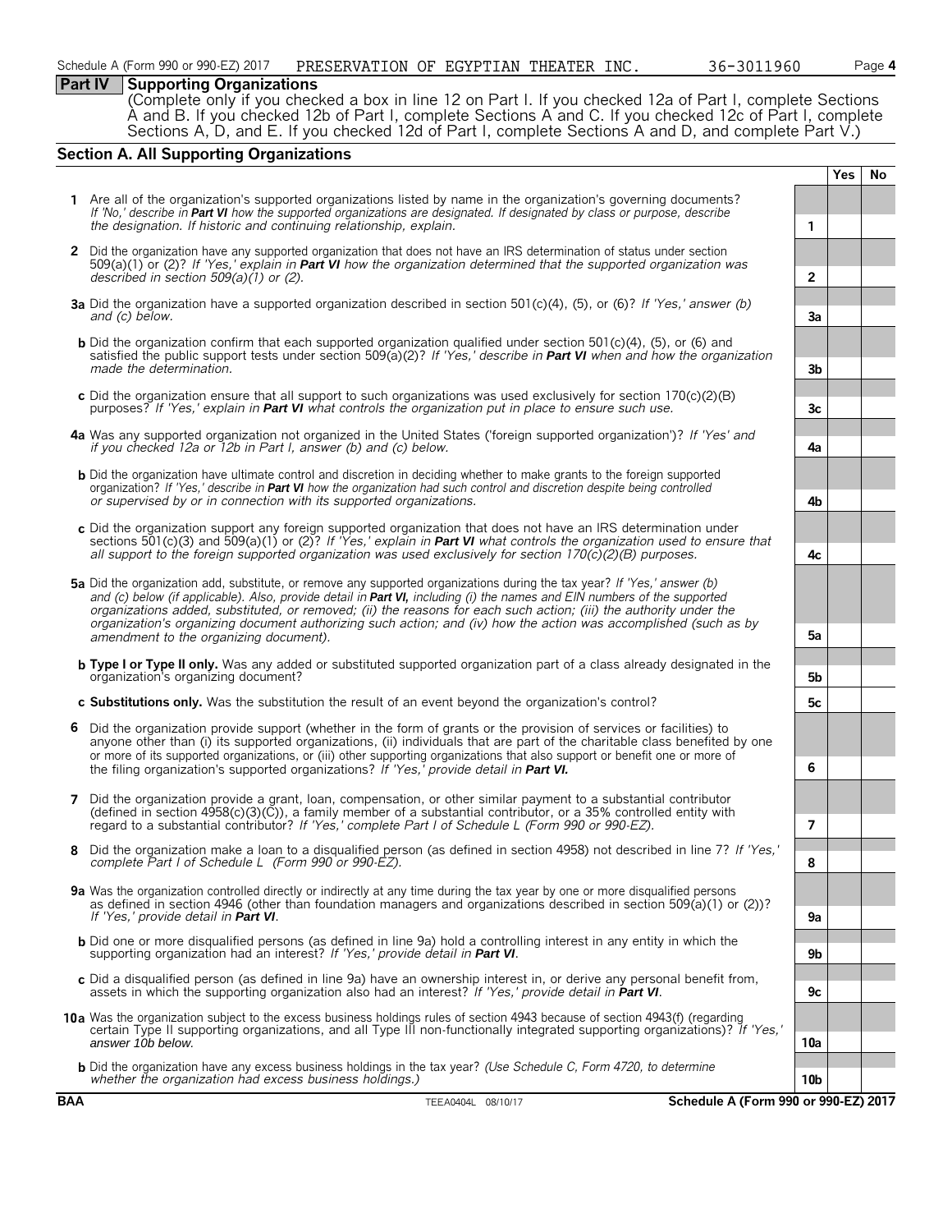## Part IV Supporting Organizations

(Complete only if you checked a box in line 12 on Part I. If you checked 12a of Part I, complete Sections A and B. If you checked 12b of Part I, complete Sections A and C. If you checked 12c of Part I, complete Sections A, D, and E. If you checked 12d of Part I, complete Sections A and D, and complete Part V.)

### Section A. All Supporting Organizations

| | | | Yes | No |
|---|---|---|---|---|
| **1** | Are all of the organization's supported organizations listed by name in the organization's governing documents? *If 'No,' describe in **Part VI** how the supported organizations are designated. If designated by class or purpose, describe the designation. If historic and continuing relationship, explain.* | 1 | | |
| **2** | Did the organization have any supported organization that does not have an IRS determination of status under section 509(a)(1) or (2)? *If 'Yes,' explain in **Part VI** how the organization determined that the supported organization was described in section 509(a)(1) or (2).* | 2 | | |
| **3a** | Did the organization have a supported organization described in section 501(c)(4), (5), or (6)? *If 'Yes,' answer (b) and (c) below.* | 3a | | |
| **b** | Did the organization confirm that each supported organization qualified under section 501(c)(4), (5), or (6) and satisfied the public support tests under section 509(a)(2)? *If 'Yes,' describe in **Part VI** when and how the organization made the determination.* | 3b | | |
| **c** | Did the organization ensure that all support to such organizations was used exclusively for section 170(c)(2)(B) purposes? *If 'Yes,' explain in **Part VI** what controls the organization put in place to ensure such use.* | 3c | | |
| **4a** | Was any supported organization not organized in the United States ('foreign supported organization')? *If 'Yes' and if you checked 12a or 12b in Part I, answer (b) and (c) below.* | 4a | | |
| **b** | Did the organization have ultimate control and discretion in deciding whether to make grants to the foreign supported organization? *If 'Yes,' describe in **Part VI** how the organization had such control and discretion despite being controlled or supervised by or in connection with its supported organizations.* | 4b | | |
| **c** | Did the organization support any foreign supported organization that does not have an IRS determination under sections 501(c)(3) and 509(a)(1) or (2)? *If 'Yes,' explain in **Part VI** what controls the organization used to ensure that all support to the foreign supported organization was used exclusively for section 170(c)(2)(B) purposes.* | 4c | | |
| **5a** | Did the organization add, substitute, or remove any supported organizations during the tax year? *If 'Yes,' answer (b) and (c) below (if applicable). Also, provide detail in **Part VI,** including (i) the names and EIN numbers of the supported organizations added, substituted, or removed; (ii) the reasons for each such action; (iii) the authority under the organization's organizing document authorizing such action; and (iv) how the action was accomplished (such as by amendment to the organizing document).* | 5a | | |
| **b** | **Type I or Type II only.** Was any added or substituted supported organization part of a class already designated in the organization's organizing document? | 5b | | |
| **c** | **Substitutions only.** Was the substitution the result of an event beyond the organization's control? | 5c | | |
| **6** | Did the organization provide support (whether in the form of grants or the provision of services or facilities) to anyone other than (i) its supported organizations, (ii) individuals that are part of the charitable class benefited by one or more of its supported organizations, or (iii) other supporting organizations that also support or benefit one or more of the filing organization's supported organizations? *If 'Yes,' provide detail in **Part VI.*** | 6 | | |
| **7** | Did the organization provide a grant, loan, compensation, or other similar payment to a substantial contributor (defined in section 4958(c)(3)(C)), a family member of a substantial contributor, or a 35% controlled entity with regard to a substantial contributor? *If 'Yes,' complete Part I of Schedule L (Form 990 or 990-EZ).* | 7 | | |
| **8** | Did the organization make a loan to a disqualified person (as defined in section 4958) not described in line 7? *If 'Yes,' complete Part I of Schedule L (Form 990 or 990-EZ).* | 8 | | |
| **9a** | Was the organization controlled directly or indirectly at any time during the tax year by one or more disqualified persons as defined in section 4946 (other than foundation managers and organizations described in section 509(a)(1) or (2))? *If 'Yes,' provide detail in **Part VI**.* | 9a | | |
| **b** | Did one or more disqualified persons (as defined in line 9a) hold a controlling interest in any entity in which the supporting organization had an interest? *If 'Yes,' provide detail in **Part VI**.* | 9b | | |
| **c** | Did a disqualified person (as defined in line 9a) have an ownership interest in, or derive any personal benefit from, assets in which the supporting organization also had an interest? *If 'Yes,' provide detail in **Part VI**.* | 9c | | |
| **10a** | Was the organization subject to the excess business holdings rules of section 4943 because of section 4943(f) (regarding certain Type II supporting organizations, and all Type III non-functionally integrated supporting organizations)? *If 'Yes,' answer 10b below.* | 10a | | |
| **b** | Did the organization have any excess business holdings in the tax year? *(Use Schedule C, Form 4720, to determine whether the organization had excess business holdings.)* | 10b | | |

BAA TEEA0404L 08/10/17 **Schedule A (Form 990 or 990-EZ) 2017**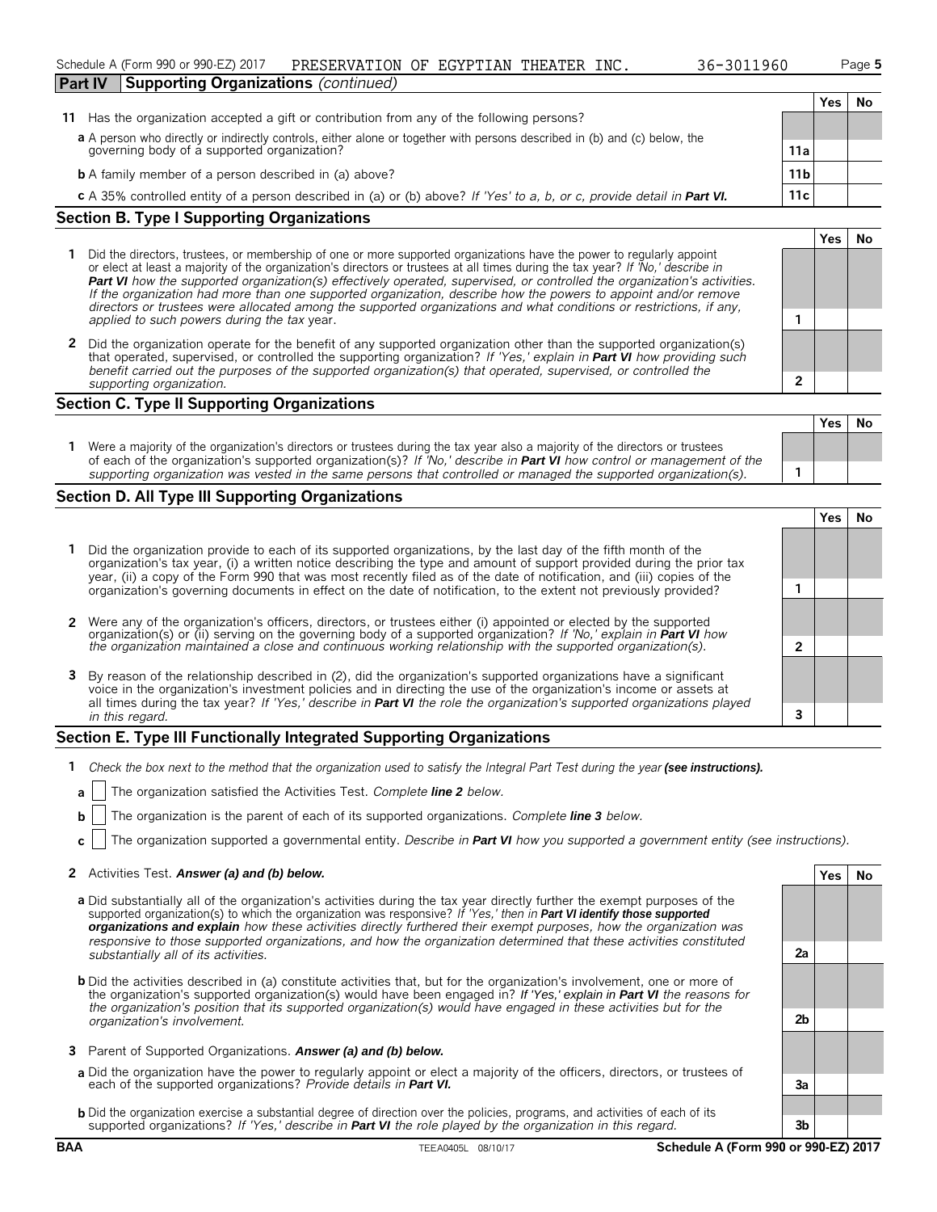Schedule A (Form 990 or 990-EZ) 2017 PRESERVATION OF EGYPTIAN THEATER INC. 36-3011960

## Part IV Supporting Organizations *(continued)*

| | | | Yes | No |
|---|---|---|---|---|
| **11** | Has the organization accepted a gift or contribution from any of the following persons? | | | |
| | **a** A person who directly or indirectly controls, either alone or together with persons described in (b) and (c) below, the governing body of a supported organization? | 11a | | |
| | **b** A family member of a person described in (a) above? | 11b | | |
| | **c** A 35% controlled entity of a person described in (a) or (b) above? *If 'Yes' to a, b, or c, provide detail in* ***Part VI.*** | 11c | | |

### Section B. Type I Supporting Organizations

| | | | Yes | No |
|---|---|---|---|---|
| **1** | Did the directors, trustees, or membership of one or more supported organizations have the power to regularly appoint or elect at least a majority of the organization's directors or trustees at all times during the tax year? *If 'No,' describe in* ***Part VI*** *how the supported organization(s) effectively operated, supervised, or controlled the organization's activities. If the organization had more than one supported organization, describe how the powers to appoint and/or remove directors or trustees were allocated among the supported organizations and what conditions or restrictions, if any, applied to such powers during the tax* year. | 1 | | |
| **2** | Did the organization operate for the benefit of any supported organization other than the supported organization(s) that operated, supervised, or controlled the supporting organization? *If 'Yes,' explain in* ***Part VI*** *how providing such benefit carried out the purposes of the supported organization(s) that operated, supervised, or controlled the supporting organization.* | 2 | | |

### Section C. Type II Supporting Organizations

| | | | Yes | No |
|---|---|---|---|---|
| **1** | Were a majority of the organization's directors or trustees during the tax year also a majority of the directors or trustees of each of the organization's supported organization(s)? *If 'No,' describe in* ***Part VI*** *how control or management of the supporting organization was vested in the same persons that controlled or managed the supported organization(s).* | 1 | | |

### Section D. All Type III Supporting Organizations

| | | | Yes | No |
|---|---|---|---|---|
| **1** | Did the organization provide to each of its supported organizations, by the last day of the fifth month of the organization's tax year, (i) a written notice describing the type and amount of support provided during the prior tax year, (ii) a copy of the Form 990 that was most recently filed as of the date of notification, and (iii) copies of the organization's governing documents in effect on the date of notification, to the extent not previously provided? | 1 | | |
| **2** | Were any of the organization's officers, directors, or trustees either (i) appointed or elected by the supported organization(s) or (ii) serving on the governing body of a supported organization? *If 'No,' explain in* ***Part VI*** *how the organization maintained a close and continuous working relationship with the supported organization(s).* | 2 | | |
| **3** | By reason of the relationship described in (2), did the organization's supported organizations have a significant voice in the organization's investment policies and in directing the use of the organization's income or assets at all times during the tax year? *If 'Yes,' describe in* ***Part VI*** *the role the organization's supported organizations played in this regard.* | 3 | | |

### Section E. Type III Functionally Integrated Supporting Organizations

**1** *Check the box next to the method that the organization used to satisfy the Integral Part Test during the year* ***(see instructions).***

- **a** ☐ The organization satisfied the Activities Test. *Complete* ***line 2*** *below.*
- **b** ☐ The organization is the parent of each of its supported organizations. *Complete* ***line 3*** *below.*
- **c** ☐ The organization supported a governmental entity. *Describe in* ***Part VI*** *how you supported a government entity (see instructions).*

| | | | Yes | No |
|---|---|---|---|---|
| **2** | Activities Test. ***Answer (a) and (b) below.*** | | | |
| | **a** Did substantially all of the organization's activities during the tax year directly further the exempt purposes of the supported organization(s) to which the organization was responsive? *If 'Yes,' then in* ***Part VI identify those supported organizations and explain*** *how these activities directly furthered their exempt purposes, how the organization was responsive to those supported organizations, and how the organization determined that these activities constituted substantially all of its activities.* | 2a | | |
| | **b** Did the activities described in (a) constitute activities that, but for the organization's involvement, one or more of the organization's supported organization(s) would have been engaged in? *If 'Yes,' explain in* ***Part VI*** *the reasons for the organization's position that its supported organization(s) would have engaged in these activities but for the organization's involvement.* | 2b | | |
| **3** | Parent of Supported Organizations. ***Answer (a) and (b) below.*** | | | |
| | **a** Did the organization have the power to regularly appoint or elect a majority of the officers, directors, or trustees of each of the supported organizations? *Provide details in* ***Part VI.*** | 3a | | |
| | **b** Did the organization exercise a substantial degree of direction over the policies, programs, and activities of each of its supported organizations? *If 'Yes,' describe in* ***Part VI*** *the role played by the organization in this regard.* | 3b | | |

BAA TEEA0405L 08/10/17 Schedule A (Form 990 or 990-EZ) 2017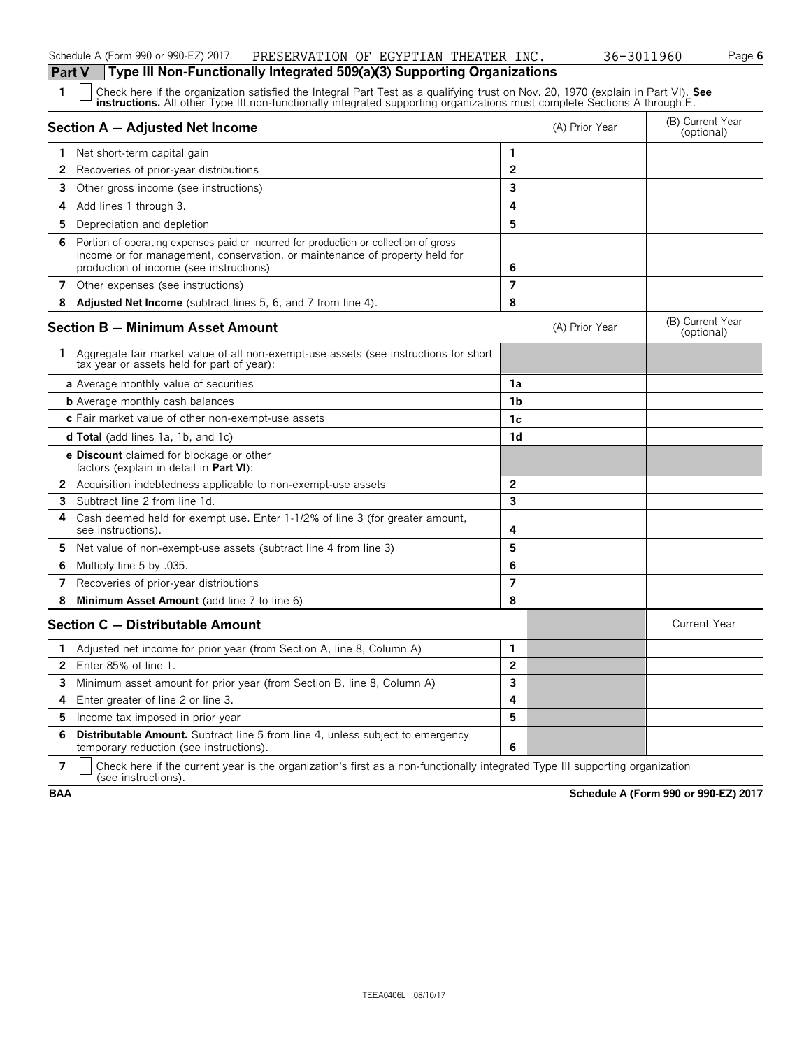## Part V Type III Non-Functionally Integrated 509(a)(3) Supporting Organizations

**1** ☐ Check here if the organization satisfied the Integral Part Test as a qualifying trust on Nov. 20, 1970 (explain in Part VI). **See instructions.** All other Type III non-functionally integrated supporting organizations must complete Sections A through E.

| Section A — Adjusted Net Income | | (A) Prior Year | (B) Current Year (optional) |
|---|---|---|---|
| 1 Net short-term capital gain | 1 | | |
| 2 Recoveries of prior-year distributions | 2 | | |
| 3 Other gross income (see instructions) | 3 | | |
| 4 Add lines 1 through 3. | 4 | | |
| 5 Depreciation and depletion | 5 | | |
| 6 Portion of operating expenses paid or incurred for production or collection of gross income or for management, conservation, or maintenance of property held for production of income (see instructions) | 6 | | |
| 7 Other expenses (see instructions) | 7 | | |
| 8 **Adjusted Net Income** (subtract lines 5, 6, and 7 from line 4). | 8 | | |

| Section B — Minimum Asset Amount | | (A) Prior Year | (B) Current Year (optional) |
|---|---|---|---|
| 1 Aggregate fair market value of all non-exempt-use assets (see instructions for short tax year or assets held for part of year): | | | |
| **a** Average monthly value of securities | 1a | | |
| **b** Average monthly cash balances | 1b | | |
| **c** Fair market value of other non-exempt-use assets | 1c | | |
| **d Total** (add lines 1a, 1b, and 1c) | 1d | | |
| **e Discount** claimed for blockage or other factors (explain in detail in **Part VI**): | | | |
| 2 Acquisition indebtedness applicable to non-exempt-use assets | 2 | | |
| 3 Subtract line 2 from line 1d. | 3 | | |
| 4 Cash deemed held for exempt use. Enter 1-1/2% of line 3 (for greater amount, see instructions). | 4 | | |
| 5 Net value of non-exempt-use assets (subtract line 4 from line 3) | 5 | | |
| 6 Multiply line 5 by .035. | 6 | | |
| 7 Recoveries of prior-year distributions | 7 | | |
| 8 **Minimum Asset Amount** (add line 7 to line 6) | 8 | | |

| Section C — Distributable Amount | | | Current Year |
|---|---|---|---|
| 1 Adjusted net income for prior year (from Section A, line 8, Column A) | 1 | | |
| 2 Enter 85% of line 1. | 2 | | |
| 3 Minimum asset amount for prior year (from Section B, line 8, Column A) | 3 | | |
| 4 Enter greater of line 2 or line 3. | 4 | | |
| 5 Income tax imposed in prior year | 5 | | |
| 6 **Distributable Amount.** Subtract line 5 from line 4, unless subject to emergency temporary reduction (see instructions). | 6 | | |

**7** ☐ Check here if the current year is the organization's first as a non-functionally integrated Type III supporting organization (see instructions).

**BAA** **Schedule A (Form 990 or 990-EZ) 2017**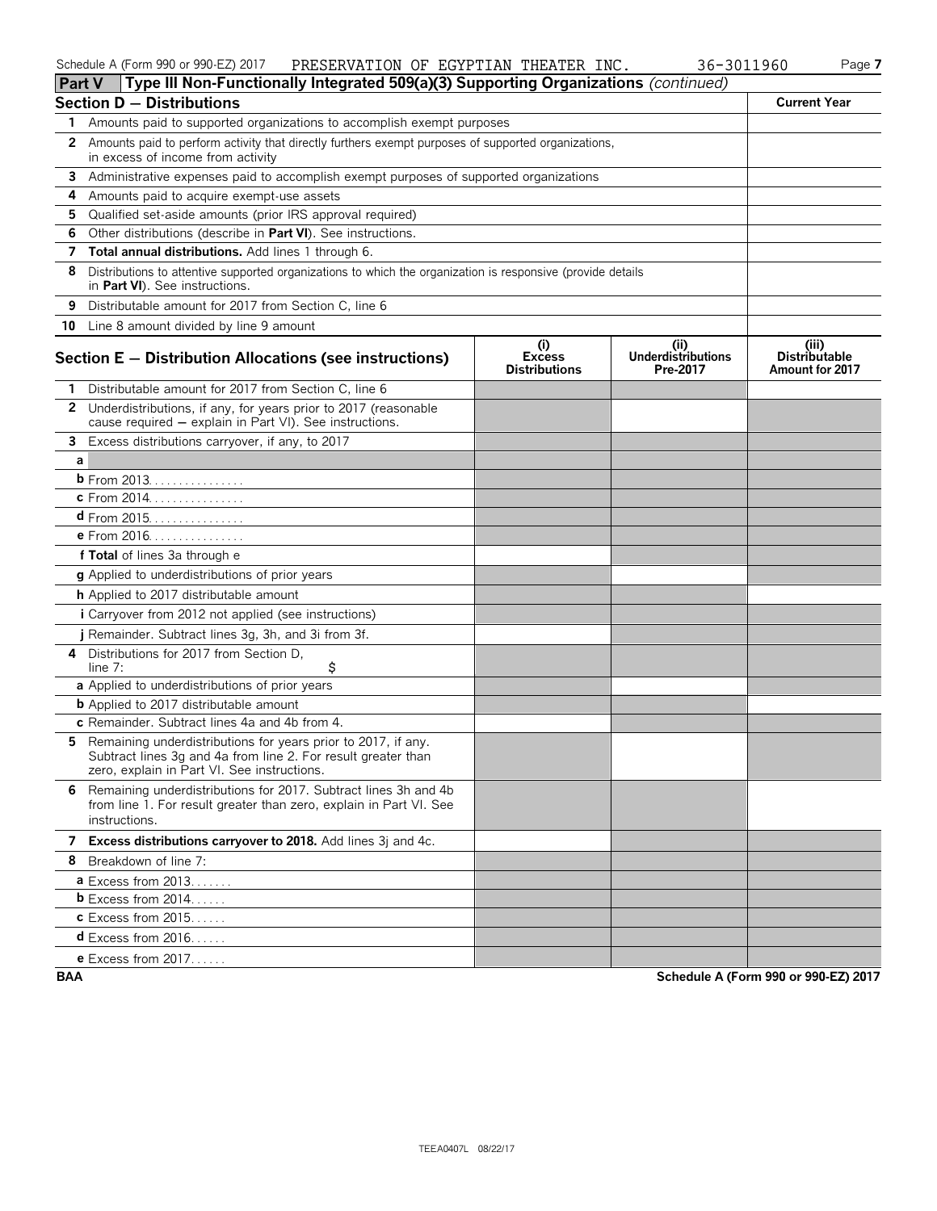Schedule A (Form 990 or 990-EZ) 2017 PRESERVATION OF EGYPTIAN THEATER INC. 36-3011960

## Part V Type III Non-Functionally Integrated 509(a)(3) Supporting Organizations *(continued)*

| **Section D — Distributions** | **Current Year** |
|---|---|
| **1** Amounts paid to supported organizations to accomplish exempt purposes | |
| **2** Amounts paid to perform activity that directly furthers exempt purposes of supported organizations, in excess of income from activity | |
| **3** Administrative expenses paid to accomplish exempt purposes of supported organizations | |
| **4** Amounts paid to acquire exempt-use assets | |
| **5** Qualified set-aside amounts (prior IRS approval required) | |
| **6** Other distributions (describe in **Part VI**). See instructions. | |
| **7** **Total annual distributions.** Add lines 1 through 6. | |
| **8** Distributions to attentive supported organizations to which the organization is responsive (provide details in **Part VI**). See instructions. | |
| **9** Distributable amount for 2017 from Section C, line 6 | |
| **10** Line 8 amount divided by line 9 amount | |

| **Section E — Distribution Allocations (see instructions)** | **(i) Excess Distributions** | **(ii) Underdistributions Pre-2017** | **(iii) Distributable Amount for 2017** |
|---|---|---|---|
| **1** Distributable amount for 2017 from Section C, line 6 | | | |
| **2** Underdistributions, if any, for years prior to 2017 (reasonable cause required — explain in Part VI). See instructions. | | | |
| **3** Excess distributions carryover, if any, to 2017 | | | |
| **a** | | | |
| **b** From 2013 | | | |
| **c** From 2014 | | | |
| **d** From 2015 | | | |
| **e** From 2016 | | | |
| **f Total** of lines 3a through e | | | |
| **g** Applied to underdistributions of prior years | | | |
| **h** Applied to 2017 distributable amount | | | |
| **i** Carryover from 2012 not applied (see instructions) | | | |
| **j** Remainder. Subtract lines 3g, 3h, and 3i from 3f. | | | |
| **4** Distributions for 2017 from Section D, line 7: $ | | | |
| **a** Applied to underdistributions of prior years | | | |
| **b** Applied to 2017 distributable amount | | | |
| **c** Remainder. Subtract lines 4a and 4b from 4. | | | |
| **5** Remaining underdistributions for years prior to 2017, if any. Subtract lines 3g and 4a from line 2. For result greater than zero, explain in Part VI. See instructions. | | | |
| **6** Remaining underdistributions for 2017. Subtract lines 3h and 4b from line 1. For result greater than zero, explain in Part VI. See instructions. | | | |
| **7** **Excess distributions carryover to 2018.** Add lines 3j and 4c. | | | |
| **8** Breakdown of line 7: | | | |
| **a** Excess from 2013 | | | |
| **b** Excess from 2014 | | | |
| **c** Excess from 2015 | | | |
| **d** Excess from 2016 | | | |
| **e** Excess from 2017 | | | |

BAA Schedule A (Form 990 or 990-EZ) 2017

TEEA0407L 08/22/17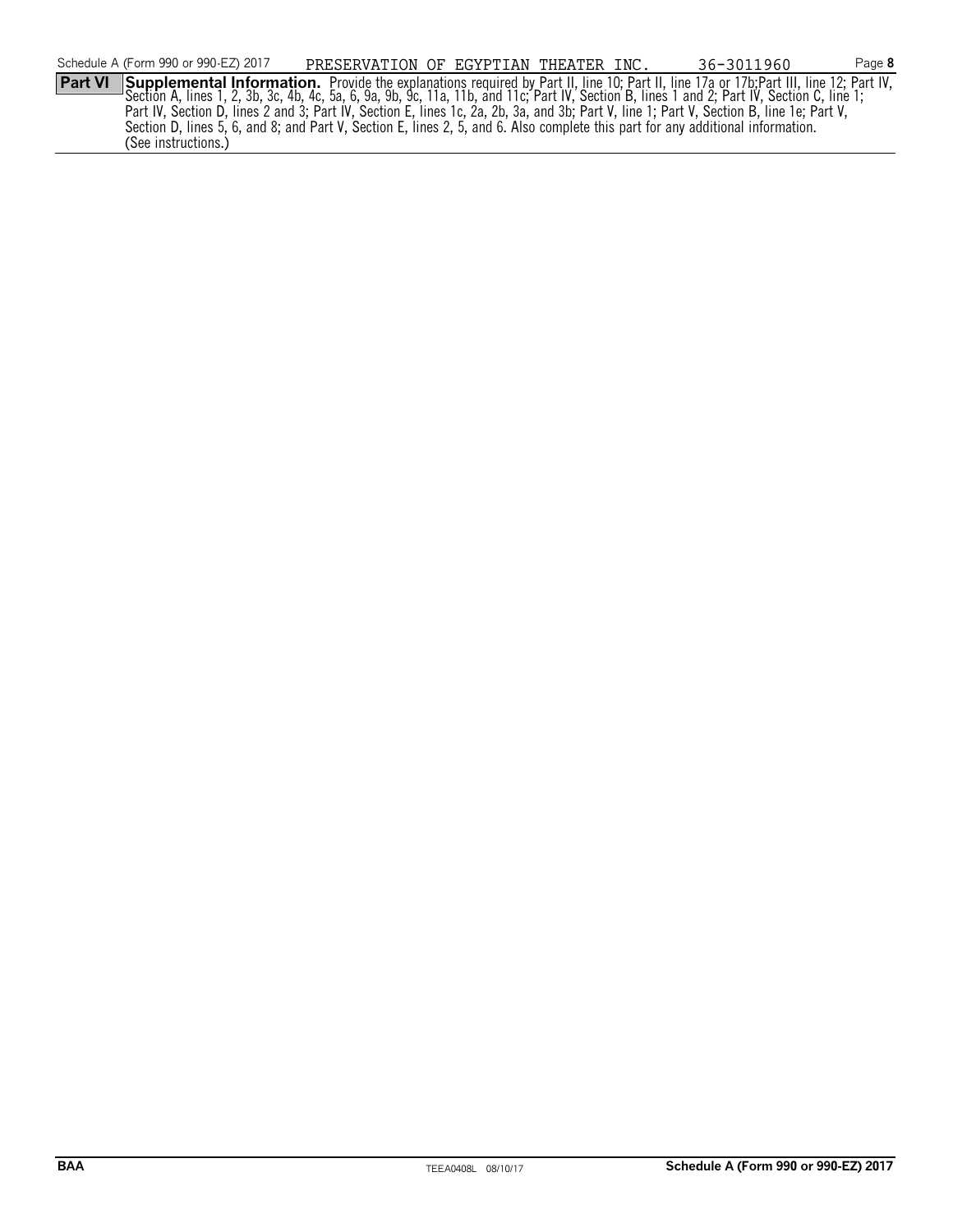Schedule A (Form 990 or 990-EZ) 2017 PRESERVATION OF EGYPTIAN THEATER INC. 36-3011960

**Part VI** **Supplemental Information.** Provide the explanations required by Part II, line 10; Part II, line 17a or 17b;Part III, line 12; Part IV, Section A, lines 1, 2, 3b, 3c, 4b, 4c, 5a, 6, 9a, 9b, 9c, 11a, 11b, and 11c; Part IV, Section B, lines 1 and 2; Part IV, Section C, line 1; Part IV, Section D, lines 2 and 3; Part IV, Section E, lines 1c, 2a, 2b, 3a, and 3b; Part V, line 1; Part V, Section B, line 1e; Part V, Section D, lines 5, 6, and 8; and Part V, Section E, lines 2, 5, and 6. Also complete this part for any additional information. (See instructions.)

BAA TEEA0408L 08/10/17 **Schedule A (Form 990 or 990-EZ) 2017**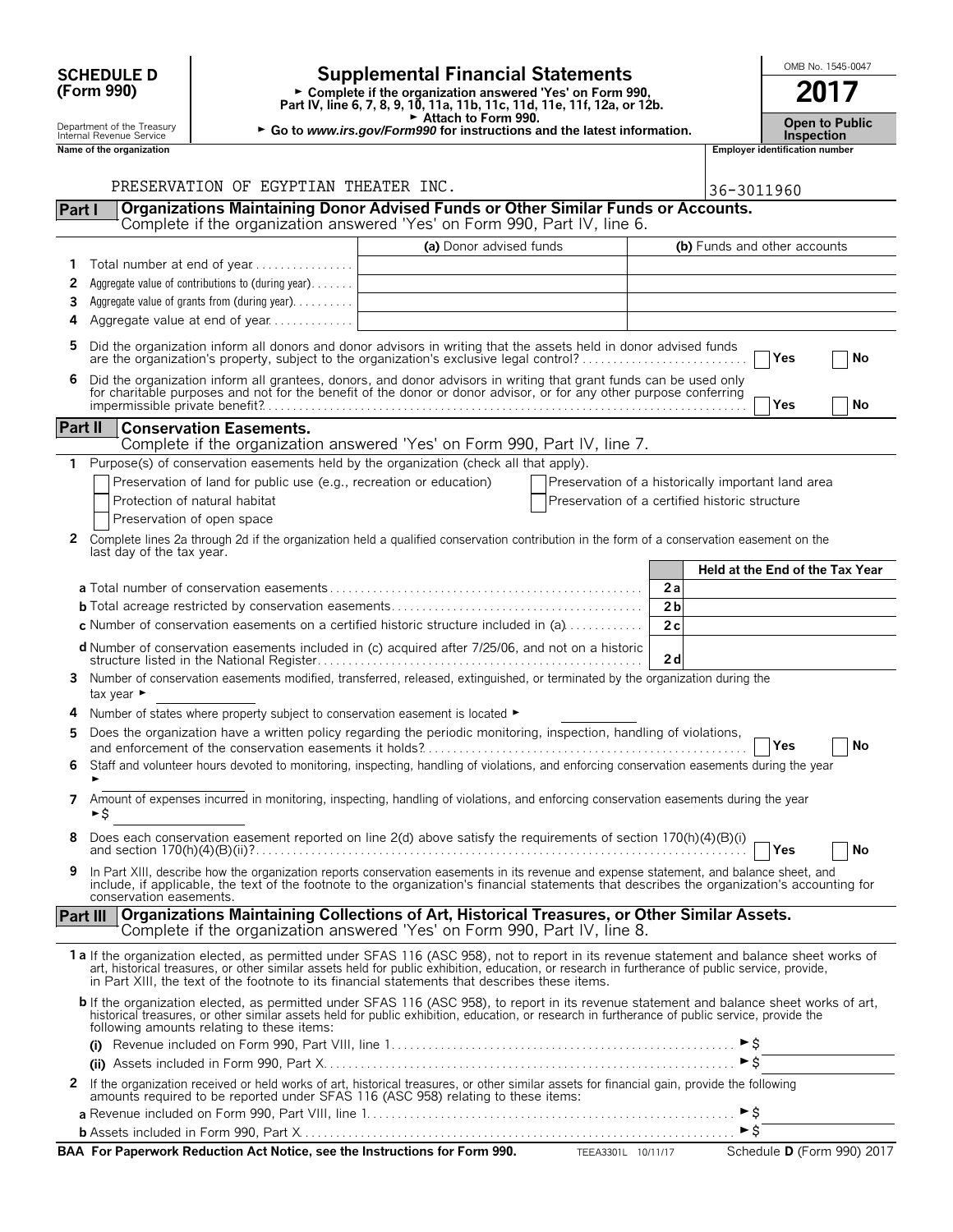**SCHEDULE D (Form 990)**

Department of the Treasury
Internal Revenue Service

# Supplemental Financial Statements

► Complete if the organization answered 'Yes' on Form 990, Part IV, line 6, 7, 8, 9, 10, 11a, 11b, 11c, 11d, 11e, 11f, 12a, or 12b.
► Attach to Form 990.
► Go to *www.irs.gov/Form990* for instructions and the latest information.

OMB No. 1545-0047

**2017**

**Open to Public Inspection**

**Name of the organization**: PRESERVATION OF EGYPTIAN THEATER INC.

**Employer identification number**: 36-3011960

## Part I Organizations Maintaining Donor Advised Funds or Other Similar Funds or Accounts.

Complete if the organization answered 'Yes' on Form 990, Part IV, line 6.

| | | (a) Donor advised funds | (b) Funds and other accounts |
|---|---|---|---|
| 1 | Total number at end of year | | |
| 2 | Aggregate value of contributions to (during year) | | |
| 3 | Aggregate value of grants from (during year) | | |
| 4 | Aggregate value at end of year | | |

5 Did the organization inform all donors and donor advisors in writing that the assets held in donor advised funds are the organization's property, subject to the organization's exclusive legal control? ☐ Yes ☐ No

6 Did the organization inform all grantees, donors, and donor advisors in writing that grant funds can be used only for charitable purposes and not for the benefit of the donor or donor advisor, or for any other purpose conferring impermissible private benefit? ☐ Yes ☐ No

## Part II Conservation Easements.

Complete if the organization answered 'Yes' on Form 990, Part IV, line 7.

1 Purpose(s) of conservation easements held by the organization (check all that apply).

- ☐ Preservation of land for public use (e.g., recreation or education)
- ☐ Protection of natural habitat
- ☐ Preservation of open space
- ☐ Preservation of a historically important land area
- ☐ Preservation of a certified historic structure

2 Complete lines 2a through 2d if the organization held a qualified conservation contribution in the form of a conservation easement on the last day of the tax year.

| | | Held at the End of the Tax Year |
|---|---|---|
| **a** Total number of conservation easements | 2a | |
| **b** Total acreage restricted by conservation easements | 2b | |
| **c** Number of conservation easements on a certified historic structure included in (a) | 2c | |
| **d** Number of conservation easements included in (c) acquired after 7/25/06, and not on a historic structure listed in the National Register | 2d | |

3 Number of conservation easements modified, transferred, released, extinguished, or terminated by the organization during the tax year ►

4 Number of states where property subject to conservation easement is located ►

5 Does the organization have a written policy regarding the periodic monitoring, inspection, handling of violations, and enforcement of the conservation easements it holds? ☐ Yes ☐ No

6 Staff and volunteer hours devoted to monitoring, inspecting, handling of violations, and enforcing conservation easements during the year ►

7 Amount of expenses incurred in monitoring, inspecting, handling of violations, and enforcing conservation easements during the year ►$

8 Does each conservation easement reported on line 2(d) above satisfy the requirements of section 170(h)(4)(B)(i) and section 170(h)(4)(B)(ii)? ☐ Yes ☐ No

9 In Part XIII, describe how the organization reports conservation easements in its revenue and expense statement, and balance sheet, and include, if applicable, the text of the footnote to the organization's financial statements that describes the organization's accounting for conservation easements.

## Part III Organizations Maintaining Collections of Art, Historical Treasures, or Other Similar Assets.

Complete if the organization answered 'Yes' on Form 990, Part IV, line 8.

**1a** If the organization elected, as permitted under SFAS 116 (ASC 958), not to report in its revenue statement and balance sheet works of art, historical treasures, or other similar assets held for public exhibition, education, or research in furtherance of public service, provide, in Part XIII, the text of the footnote to its financial statements that describes these items.

**b** If the organization elected, as permitted under SFAS 116 (ASC 958), to report in its revenue statement and balance sheet works of art, historical treasures, or other similar assets held for public exhibition, education, or research in furtherance of public service, provide the following amounts relating to these items:

**(i)** Revenue included on Form 990, Part VIII, line 1 ►$

**(ii)** Assets included in Form 990, Part X ►$

2 If the organization received or held works of art, historical treasures, or other similar assets for financial gain, provide the following amounts required to be reported under SFAS 116 (ASC 958) relating to these items:

**a** Revenue included on Form 990, Part VIII, line 1 ►$

**b** Assets included in Form 990, Part X ►$

**BAA For Paperwork Reduction Act Notice, see the Instructions for Form 990.** TEEA3301L 10/11/17 Schedule **D** (Form 990) 2017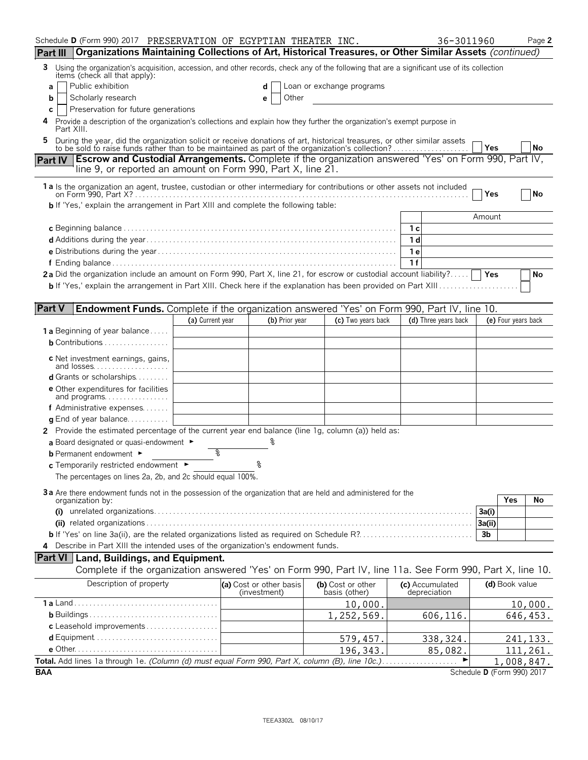Schedule D (Form 990) 2017 PRESERVATION OF EGYPTIAN THEATER INC. 36-3011960 Page 2

## Part III Organizations Maintaining Collections of Art, Historical Treasures, or Other Similar Assets *(continued)*

**3** Using the organization's acquisition, accession, and other records, check any of the following that are a significant use of its collection items (check all that apply):

- **a** ☐ Public exhibition
- **b** ☐ Scholarly research
- **c** ☐ Preservation for future generations
- **d** ☐ Loan or exchange programs
- **e** ☐ Other

**4** Provide a description of the organization's collections and explain how they further the organization's exempt purpose in Part XIII.

**5** During the year, did the organization solicit or receive donations of art, historical treasures, or other similar assets to be sold to raise funds rather than to be maintained as part of the organization's collection? ☐ Yes ☐ No

## Part IV Escrow and Custodial Arrangements. Complete if the organization answered 'Yes' on Form 990, Part IV, line 9, or reported an amount on Form 990, Part X, line 21.

**1a** Is the organization an agent, trustee, custodian or other intermediary for contributions or other assets not included on Form 990, Part X? ☐ Yes ☐ No

**b** If 'Yes,' explain the arrangement in Part XIII and complete the following table:

| | | Amount |
|---|---|---|
| **c** Beginning balance | 1c | |
| **d** Additions during the year | 1d | |
| **e** Distributions during the year | 1e | |
| **f** Ending balance | 1f | |

**2a** Did the organization include an amount on Form 990, Part X, line 21, for escrow or custodial account liability? ☐ Yes ☐ No

**b** If 'Yes,' explain the arrangement in Part XIII. Check here if the explanation has been provided on Part XIII ☐

## Part V Endowment Funds. Complete if the organization answered 'Yes' on Form 990, Part IV, line 10.

| | (a) Current year | (b) Prior year | (c) Two years back | (d) Three years back | (e) Four years back |
|---|---|---|---|---|---|
| **1a** Beginning of year balance | | | | | |
| **b** Contributions | | | | | |
| **c** Net investment earnings, gains, and losses | | | | | |
| **d** Grants or scholarships | | | | | |
| **e** Other expenditures for facilities and programs | | | | | |
| **f** Administrative expenses | | | | | |
| **g** End of year balance | | | | | |

**2** Provide the estimated percentage of the current year end balance (line 1g, column (a)) held as:

- **a** Board designated or quasi-endowment ► %
- **b** Permanent endowment ► %
- **c** Temporarily restricted endowment ► %

The percentages on lines 2a, 2b, and 2c should equal 100%.

**3a** Are there endowment funds not in the possession of the organization that are held and administered for the organization by:

| | | Yes | No |
|---|---|---|---|
| (i) unrelated organizations | 3a(i) | | |
| (ii) related organizations | 3a(ii) | | |
| **b** If 'Yes' on line 3a(ii), are the related organizations listed as required on Schedule R? | 3b | | |

**4** Describe in Part XIII the intended uses of the organization's endowment funds.

## Part VI Land, Buildings, and Equipment.

Complete if the organization answered 'Yes' on Form 990, Part IV, line 11a. See Form 990, Part X, line 10.

| Description of property | (a) Cost or other basis (investment) | (b) Cost or other basis (other) | (c) Accumulated depreciation | (d) Book value |
|---|---|---|---|---|
| **1a** Land | | 10,000. | | 10,000. |
| **b** Buildings | | 1,252,569. | 606,116. | 646,453. |
| **c** Leasehold improvements | | | | |
| **d** Equipment | | 579,457. | 338,324. | 241,133. |
| **e** Other | | 196,343. | 85,082. | 111,261. |
| **Total.** Add lines 1a through 1e. *(Column (d) must equal Form 990, Part X, column (B), line 10c.)* ► | | | | 1,008,847. |

BAA Schedule D (Form 990) 2017

TEEA3302L 08/10/17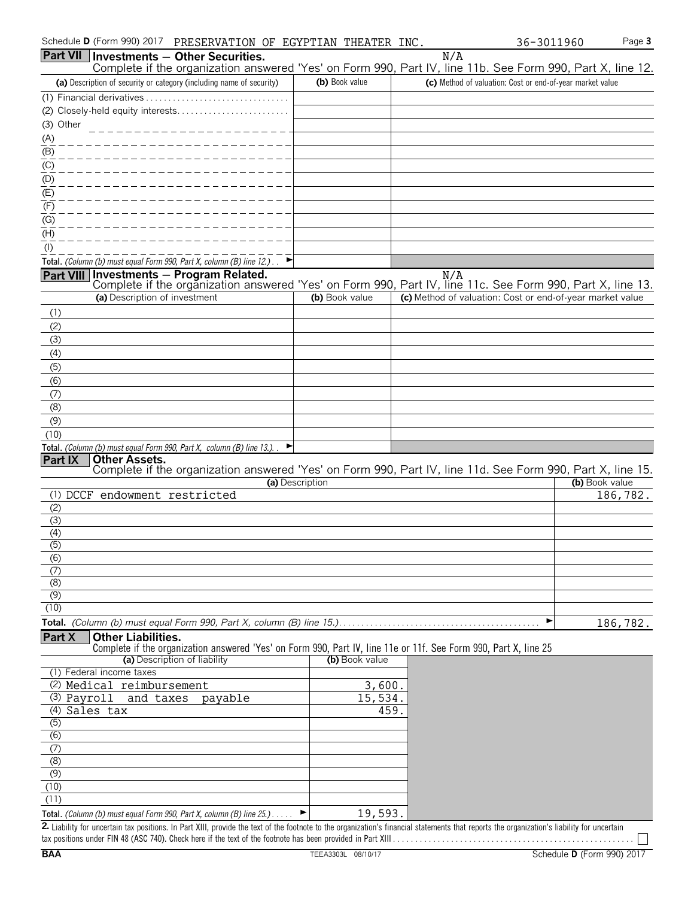Schedule D (Form 990) 2017 PRESERVATION OF EGYPTIAN THEATER INC. 36-3011960 Page 3

## Part VII Investments — Other Securities.

N/A

Complete if the organization answered 'Yes' on Form 990, Part IV, line 11b. See Form 990, Part X, line 12.

| (a) Description of security or category (including name of security) | (b) Book value | (c) Method of valuation: Cost or end-of-year market value |
|---|---|---|
| (1) Financial derivatives | | |
| (2) Closely-held equity interests | | |
| (3) Other | | |
| (A) | | |
| (B) | | |
| (C) | | |
| (D) | | |
| (E) | | |
| (F) | | |
| (G) | | |
| (H) | | |
| (I) | | |
| Total. (Column (b) must equal Form 990, Part X, column (B) line 12.) ► | | |

## Part VIII Investments — Program Related.

N/A

Complete if the organization answered 'Yes' on Form 990, Part IV, line 11c. See Form 990, Part X, line 13.

| (a) Description of investment | (b) Book value | (c) Method of valuation: Cost or end-of-year market value |
|---|---|---|
| (1) | | |
| (2) | | |
| (3) | | |
| (4) | | |
| (5) | | |
| (6) | | |
| (7) | | |
| (8) | | |
| (9) | | |
| (10) | | |
| Total. (Column (b) must equal Form 990, Part X, column (B) line 13.) ► | | |

## Part IX Other Assets.

Complete if the organization answered 'Yes' on Form 990, Part IV, line 11d. See Form 990, Part X, line 15.

| (a) Description | (b) Book value |
|---|---|
| (1) DCCF endowment restricted | 186,782. |
| (2) | |
| (3) | |
| (4) | |
| (5) | |
| (6) | |
| (7) | |
| (8) | |
| (9) | |
| (10) | |
| Total. (Column (b) must equal Form 990, Part X, column (B) line 15.) ► | 186,782. |

## Part X Other Liabilities.

Complete if the organization answered 'Yes' on Form 990, Part IV, line 11e or 11f. See Form 990, Part X, line 25

| (a) Description of liability | (b) Book value |
|---|---|
| (1) Federal income taxes | |
| (2) Medical reimbursement | 3,600. |
| (3) Payroll and taxes payable | 15,534. |
| (4) Sales tax | 459. |
| (5) | |
| (6) | |
| (7) | |
| (8) | |
| (9) | |
| (10) | |
| (11) | |
| Total. (Column (b) must equal Form 990, Part X, column (B) line 25.) ► | 19,593. |

**2.** Liability for uncertain tax positions. In Part XIII, provide the text of the footnote to the organization's financial statements that reports the organization's liability for uncertain tax positions under FIN 48 (ASC 740). Check here if the text of the footnote has been provided in Part XIII ☐

BAA TEEA3303L 08/10/17 Schedule D (Form 990) 2017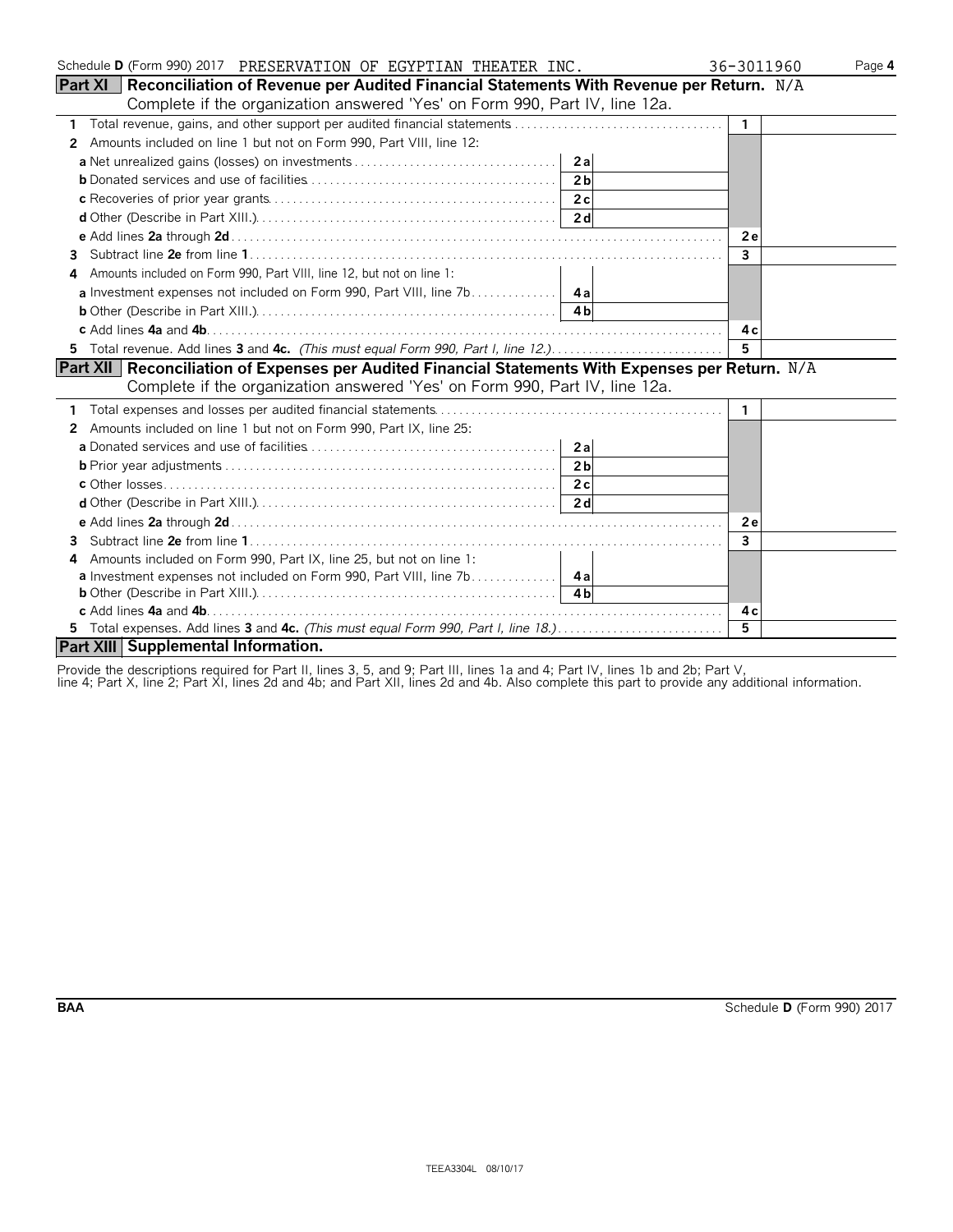Schedule **D** (Form 990) 2017 PRESERVATION OF EGYPTIAN THEATER INC. 36-3011960 Page **4**

## Part XI Reconciliation of Revenue per Audited Financial Statements With Revenue per Return. N/A

Complete if the organization answered 'Yes' on Form 990, Part IV, line 12a.

| | | | | |
|---|---|---|---|---|
| **1** Total revenue, gains, and other support per audited financial statements | | | 1 | |
| **2** Amounts included on line 1 but not on Form 990, Part VIII, line 12: | | | | |
| **a** Net unrealized gains (losses) on investments | 2a | | | |
| **b** Donated services and use of facilities | 2b | | | |
| **c** Recoveries of prior year grants | 2c | | | |
| **d** Other (Describe in Part XIII.) | 2d | | | |
| **e** Add lines **2a** through **2d** | | | 2e | |
| **3** Subtract line **2e** from line **1** | | | 3 | |
| **4** Amounts included on Form 990, Part VIII, line 12, but not on line 1: | | | | |
| **a** Investment expenses not included on Form 990, Part VIII, line 7b | 4a | | | |
| **b** Other (Describe in Part XIII.) | 4b | | | |
| **c** Add lines **4a** and **4b** | | | 4c | |
| **5** Total revenue. Add lines **3** and **4c.** *(This must equal Form 990, Part I, line 12.)* | | | 5 | |

## Part XII Reconciliation of Expenses per Audited Financial Statements With Expenses per Return. N/A

Complete if the organization answered 'Yes' on Form 990, Part IV, line 12a.

| | | | | |
|---|---|---|---|---|
| **1** Total expenses and losses per audited financial statements | | | 1 | |
| **2** Amounts included on line 1 but not on Form 990, Part IX, line 25: | | | | |
| **a** Donated services and use of facilities | 2a | | | |
| **b** Prior year adjustments | 2b | | | |
| **c** Other losses | 2c | | | |
| **d** Other (Describe in Part XIII.) | 2d | | | |
| **e** Add lines **2a** through **2d** | | | 2e | |
| **3** Subtract line **2e** from line **1** | | | 3 | |
| **4** Amounts included on Form 990, Part IX, line 25, but not on line 1: | | | | |
| **a** Investment expenses not included on Form 990, Part VIII, line 7b | 4a | | | |
| **b** Other (Describe in Part XIII.) | 4b | | | |
| **c** Add lines **4a** and **4b** | | | 4c | |
| **5** Total expenses. Add lines **3** and **4c.** *(This must equal Form 990, Part I, line 18.)* | | | 5 | |

## Part XIII Supplemental Information.

Provide the descriptions required for Part II, lines 3, 5, and 9; Part III, lines 1a and 4; Part IV, lines 1b and 2b; Part V, line 4; Part X, line 2; Part XI, lines 2d and 4b; and Part XII, lines 2d and 4b. Also complete this part to provide any additional information.

**BAA** Schedule **D** (Form 990) 2017

TEEA3304L 08/10/17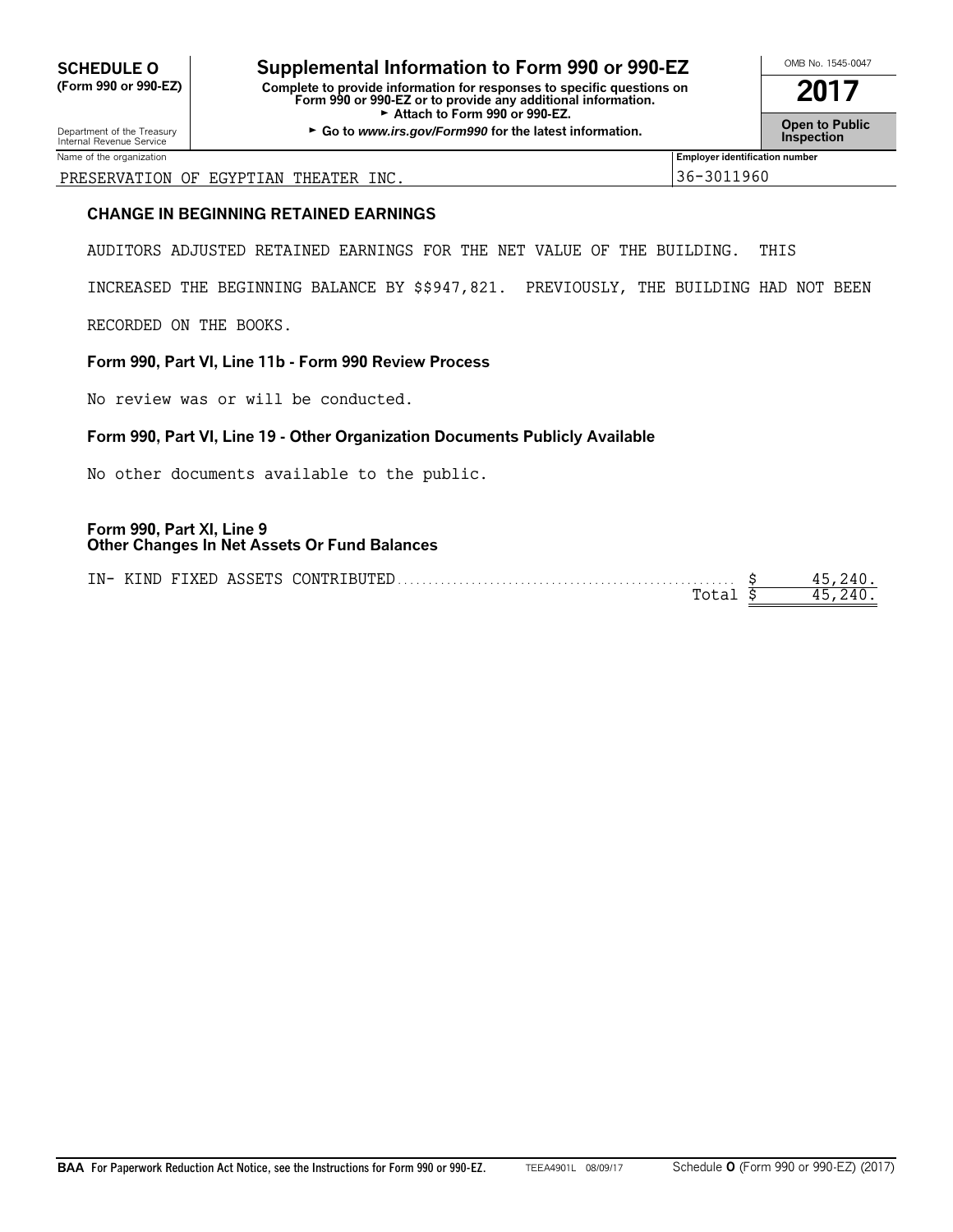**SCHEDULE O**
**(Form 990 or 990-EZ)**

Department of the Treasury
Internal Revenue Service

# Supplemental Information to Form 990 or 990-EZ

**Complete to provide information for responses to specific questions on Form 990 or 990-EZ or to provide any additional information.**
► **Attach to Form 990 or 990-EZ.**
► **Go to *www.irs.gov/Form990* for the latest information.**

OMB No. 1545-0047

**2017**

**Open to Public Inspection**

| Name of the organization | Employer identification number |
|---|---|
| PRESERVATION OF EGYPTIAN THEATER INC. | 36-3011960 |

### CHANGE IN BEGINNING RETAINED EARNINGS

AUDITORS ADJUSTED RETAINED EARNINGS FOR THE NET VALUE OF THE BUILDING. THIS INCREASED THE BEGINNING BALANCE BY $$947,821. PREVIOUSLY, THE BUILDING HAD NOT BEEN RECORDED ON THE BOOKS.

### Form 990, Part VI, Line 11b - Form 990 Review Process

No review was or will be conducted.

### Form 990, Part VI, Line 19 - Other Organization Documents Publicly Available

No other documents available to the public.

### Form 990, Part XI, Line 9
### Other Changes In Net Assets Or Fund Balances

| | |
|---|---|
| IN- KIND FIXED ASSETS CONTRIBUTED | $ 45,240. |
| Total | $ 45,240. |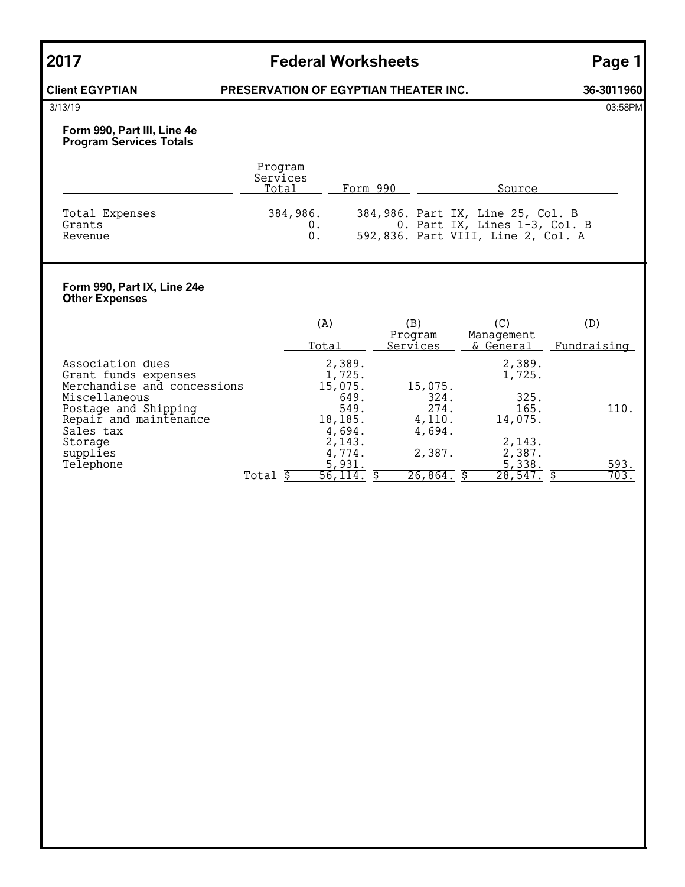# 2017 Federal Worksheets

**Client EGYPTIAN** **PRESERVATION OF EGYPTIAN THEATER INC.** **36-3011960**

3/13/19 03:58PM

## Form 990, Part III, Line 4e
### Program Services Totals

| | Program Services Total | Form 990 | Source |
|---|---|---|---|
| Total Expenses | 384,986. | 384,986. | Part IX, Line 25, Col. B |
| Grants | 0. | 0. | Part IX, Lines 1-3, Col. B |
| Revenue | 0. | 592,836. | Part VIII, Line 2, Col. A |

## Form 990, Part IX, Line 24e
### Other Expenses

| | (A) Total | (B) Program Services | (C) Management & General | (D) Fundraising |
|---|---|---|---|---|
| Association dues | 2,389. | | 2,389. | |
| Grant funds expenses | 1,725. | | 1,725. | |
| Merchandise and concessions | 15,075. | 15,075. | | |
| Miscellaneous | 649. | 324. | 325. | |
| Postage and Shipping | 549. | 274. | 165. | 110. |
| Repair and maintenance | 18,185. | 4,110. | 14,075. | |
| Sales tax | 4,694. | 4,694. | | |
| Storage | 2,143. | | 2,143. | |
| supplies | 4,774. | 2,387. | 2,387. | |
| Telephone | 5,931. | | 5,338. | 593. |
| Total | $ 56,114. | $ 26,864. | $ 28,547. | $ 703. |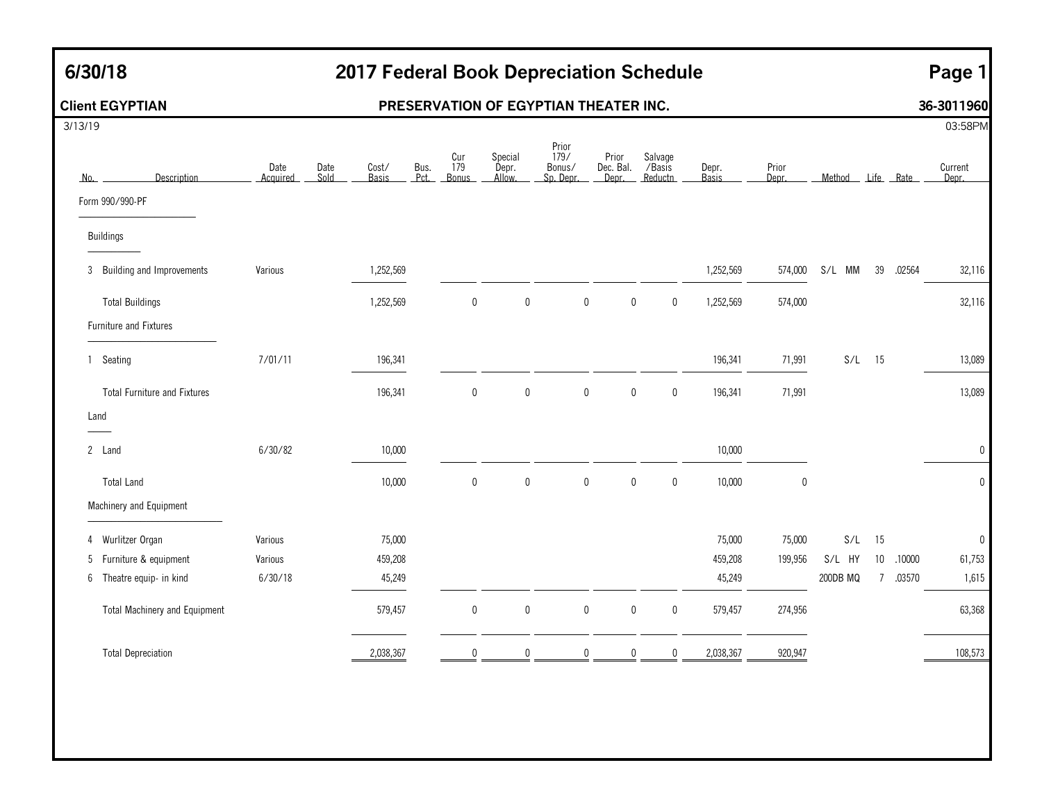# 6/30/18 — 2017 Federal Book Depreciation Schedule

**Client EGYPTIAN** — **PRESERVATION OF EGYPTIAN THEATER INC.** — **36-3011960**

3/13/19 — 03:58PM

| No. | Description | Date Acquired | Date Sold | Cost/ Basis | Bus. Pct. | Cur 179 Bonus | Special Depr. Allow. | Prior 179/ Bonus/ Sp. Depr. | Prior Dec. Bal. Depr. | Salvage /Basis Reductn | Depr. Basis | Prior Depr. | Method | Life | Rate | Current Depr. |
|---|---|---|---|---|---|---|---|---|---|---|---|---|---|---|---|---|
| | **Form 990/990-PF** | | | | | | | | | | | | | | | |
| | **Buildings** | | | | | | | | | | | | | | | |
| 3 | Building and Improvements | Various | | 1,252,569 | | | | | | | 1,252,569 | 574,000 | S/L MM | 39 | .02564 | 32,116 |
| | Total Buildings | | | 1,252,569 | | 0 | 0 | 0 | 0 | 0 | 1,252,569 | 574,000 | | | | 32,116 |
| | **Furniture and Fixtures** | | | | | | | | | | | | | | | |
| 1 | Seating | 7/01/11 | | 196,341 | | | | | | | 196,341 | 71,991 | S/L | 15 | | 13,089 |
| | Total Furniture and Fixtures | | | 196,341 | | 0 | 0 | 0 | 0 | 0 | 196,341 | 71,991 | | | | 13,089 |
| | **Land** | | | | | | | | | | | | | | | |
| 2 | Land | 6/30/82 | | 10,000 | | | | | | | 10,000 | | | | | 0 |
| | Total Land | | | 10,000 | | 0 | 0 | 0 | 0 | 0 | 10,000 | 0 | | | | 0 |
| | **Machinery and Equipment** | | | | | | | | | | | | | | | |
| 4 | Wurlitzer Organ | Various | | 75,000 | | | | | | | 75,000 | 75,000 | S/L | 15 | | 0 |
| 5 | Furniture & equipment | Various | | 459,208 | | | | | | | 459,208 | 199,956 | S/L HY | 10 | .10000 | 61,753 |
| 6 | Theatre equip- in kind | 6/30/18 | | 45,249 | | | | | | | 45,249 | | 200DB MQ | 7 | .03570 | 1,615 |
| | Total Machinery and Equipment | | | 579,457 | | 0 | 0 | 0 | 0 | 0 | 579,457 | 274,956 | | | | 63,368 |
| | Total Depreciation | | | 2,038,367 | | 0 | 0 | 0 | 0 | 0 | 2,038,367 | 920,947 | | | | 108,573 |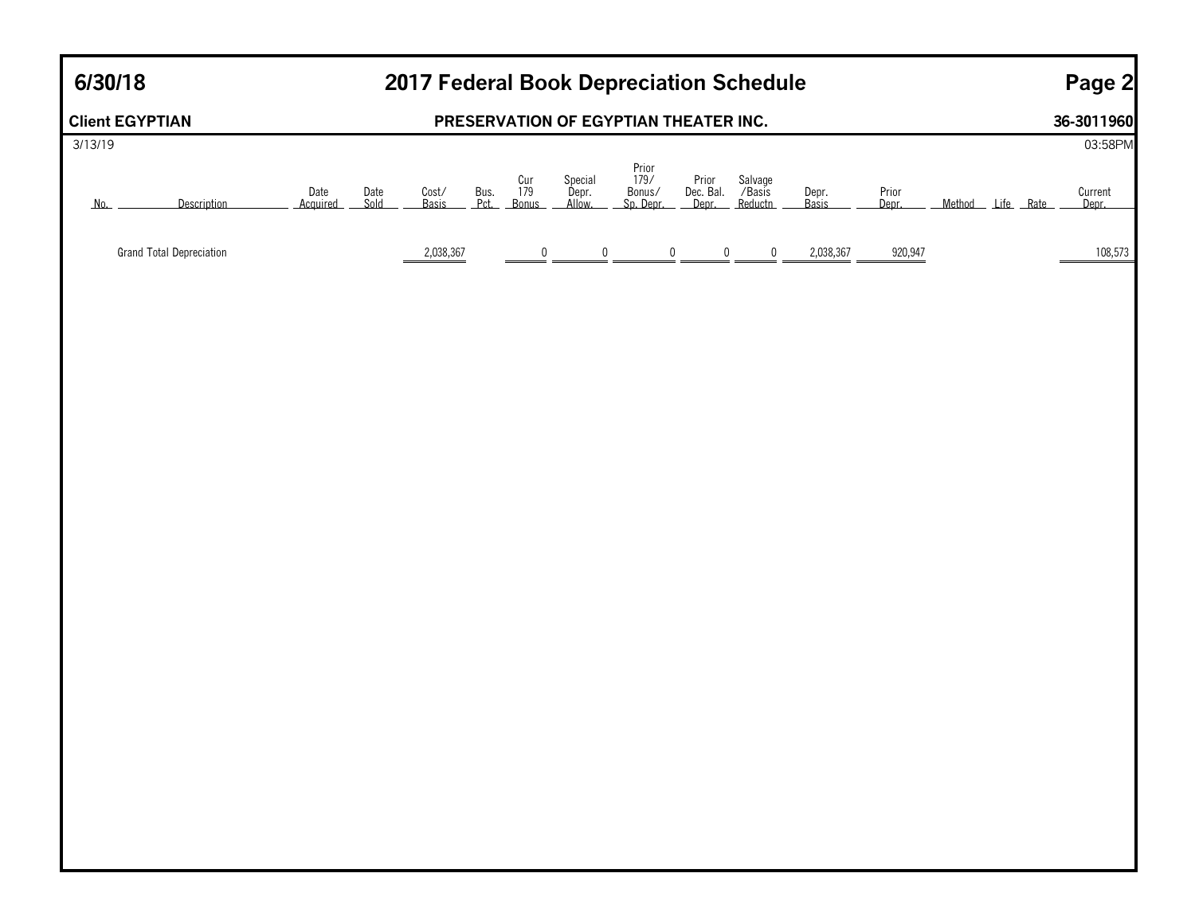# 2017 Federal Book Depreciation Schedule

**6/30/18**

**Client EGYPTIAN** — **PRESERVATION OF EGYPTIAN THEATER INC.** — **36-3011960**

3/13/19 — 03:58PM

| No. | Description | Date Acquired | Date Sold | Cost/ Basis | Bus. Pct. | Cur 179 Bonus | Special Depr. Allow. | Prior 179/ Bonus/ Sp. Depr. | Prior Dec. Bal. Depr. | Salvage /Basis Reductn | Depr. Basis | Prior Depr. | Method | Life | Rate | Current Depr. |
|---|---|---|---|---|---|---|---|---|---|---|---|---|---|---|---|---|
| | Grand Total Depreciation | | | 2,038,367 | | 0 | 0 | 0 | 0 | 0 | 2,038,367 | 920,947 | | | | 108,573 |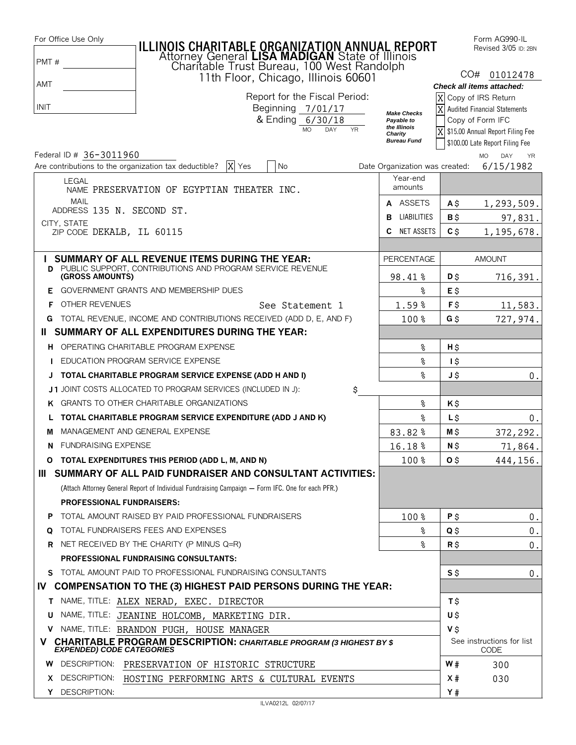For Office Use Only

| | |
|---|---|
| PMT # | |
| AMT | |
| INIT | |

# ILLINOIS CHARITABLE ORGANIZATION ANNUAL REPORT

Attorney General **LISA MADIGAN** State of Illinois
Charitable Trust Bureau, 100 West Randolph
11th Floor, Chicago, Illinois 60601

Form AG990-IL
Revised 3/05 ID: 2BN

CO# 01012478

Report for the Fiscal Period:
Beginning 7/01/17
& Ending 6/30/18
MO DAY YR

*Make Checks Payable to the Illinois Charity Bureau Fund*

*Check all items attached:*

- [X] Copy of IRS Return
- [X] Audited Financial Statements
- [ ] Copy of Form IFC
- [X] $15.00 Annual Report Filing Fee
- [ ] $100.00 Late Report Filing Fee

Federal ID # 36-3011960

Are contributions to the organization tax deductible? [X] Yes [ ] No

Date Organization was created: 6/15/1982 (MO DAY YR)

LEGAL NAME PRESERVATION OF EGYPTIAN THEATER INC.
MAIL ADDRESS 135 N. SECOND ST.
CITY, STATE ZIP CODE DEKALB, IL 60115

| Year-end amounts | | |
|---|---|---|
| A ASSETS | A $ | 1,293,509. |
| B LIABILITIES | B $ | 97,831. |
| C NET ASSETS | C $ | 1,195,678. |

| | | PERCENTAGE | | AMOUNT |
|---|---|---|---|---|
| **I** | **SUMMARY OF ALL REVENUE ITEMS DURING THE YEAR:** | | | |
| D | PUBLIC SUPPORT, CONTRIBUTIONS AND PROGRAM SERVICE REVENUE **(GROSS AMOUNTS)** | 98.41 % | D $ | 716,391. |
| E | GOVERNMENT GRANTS AND MEMBERSHIP DUES | % | E $ | |
| F | OTHER REVENUES See Statement 1 | 1.59 % | F $ | 11,583. |
| G | TOTAL REVENUE, INCOME AND CONTRIBUTIONS RECEIVED (ADD D, E, AND F) | 100 % | G $ | 727,974. |
| **II** | **SUMMARY OF ALL EXPENDITURES DURING THE YEAR:** | | | |
| H | OPERATING CHARITABLE PROGRAM EXPENSE | % | H $ | |
| I | EDUCATION PROGRAM SERVICE EXPENSE | % | I $ | |
| J | **TOTAL CHARITABLE PROGRAM SERVICE EXPENSE (ADD H AND I)** | % | J $ | 0. |
| J1 | JOINT COSTS ALLOCATED TO PROGRAM SERVICES (INCLUDED IN J): $ | | | |
| K | GRANTS TO OTHER CHARITABLE ORGANIZATIONS | % | K $ | |
| L | **TOTAL CHARITABLE PROGRAM SERVICE EXPENDITURE (ADD J AND K)** | % | L $ | 0. |
| M | MANAGEMENT AND GENERAL EXPENSE | 83.82 % | M $ | 372,292. |
| N | FUNDRAISING EXPENSE | 16.18 % | N $ | 71,864. |
| O | **TOTAL EXPENDITURES THIS PERIOD (ADD L, M, AND N)** | 100 % | O $ | 444,156. |
| **III** | **SUMMARY OF ALL PAID FUNDRAISER AND CONSULTANT ACTIVITIES:** | | | |
| | (Attach Attorney General Report of Individual Fundraising Campaign — Form IFC. One for each PFR.) | | | |
| | **PROFESSIONAL FUNDRAISERS:** | | | |
| P | TOTAL AMOUNT RAISED BY PAID PROFESSIONAL FUNDRAISERS | 100 % | P $ | 0. |
| Q | TOTAL FUNDRAISERS FEES AND EXPENSES | % | Q $ | 0. |
| R | NET RECEIVED BY THE CHARITY (P MINUS Q=R) | % | R $ | 0. |
| | **PROFESSIONAL FUNDRAISING CONSULTANTS:** | | | |
| S | TOTAL AMOUNT PAID TO PROFESSIONAL FUNDRAISING CONSULTANTS | | S $ | 0. |
| **IV** | **COMPENSATION TO THE (3) HIGHEST PAID PERSONS DURING THE YEAR:** | | | |
| T | NAME, TITLE: ALEX NERAD, EXEC. DIRECTOR | | T $ | |
| U | NAME, TITLE: JEANINE HOLCOMB, MARKETING DIR. | | U $ | |
| V | NAME, TITLE: BRANDON PUGH, HOUSE MANAGER | | V $ | |
| **V** | **CHARITABLE PROGRAM DESCRIPTION:** ***CHARITABLE PROGRAM (3 HIGHEST BY $ EXPENDED) CODE CATEGORIES*** | | | See instructions for list CODE |
| W | DESCRIPTION: PRESERVATION OF HISTORIC STRUCTURE | | W # | 300 |
| X | DESCRIPTION: HOSTING PERFORMING ARTS & CULTURAL EVENTS | | X # | 030 |
| Y | DESCRIPTION: | | Y # | |

ILVA0212L 02/07/17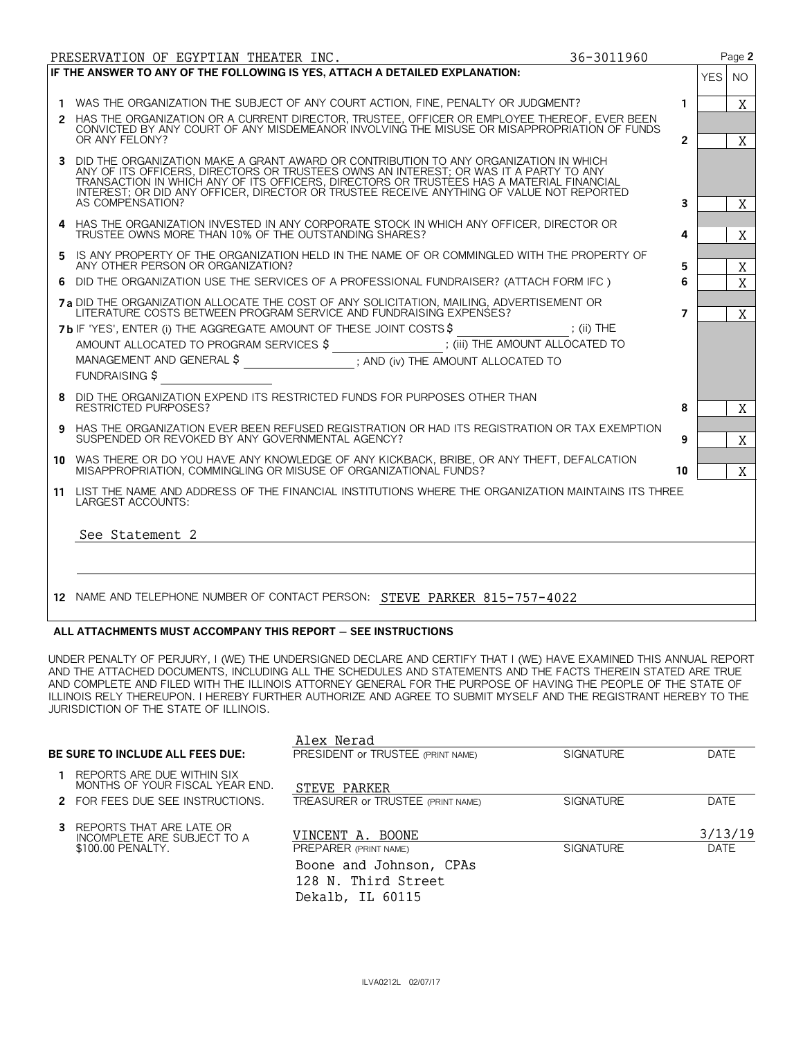PRESERVATION OF EGYPTIAN THEATER INC. 36-3011960

**IF THE ANSWER TO ANY OF THE FOLLOWING IS YES, ATTACH A DETAILED EXPLANATION:**

| | | | YES | NO |
|---|---|---|---|---|
| 1 | WAS THE ORGANIZATION THE SUBJECT OF ANY COURT ACTION, FINE, PENALTY OR JUDGMENT? | 1 | | X |
| 2 | HAS THE ORGANIZATION OR A CURRENT DIRECTOR, TRUSTEE, OFFICER OR EMPLOYEE THEREOF, EVER BEEN CONVICTED BY ANY COURT OF ANY MISDEMEANOR INVOLVING THE MISUSE OR MISAPPROPRIATION OF FUNDS OR ANY FELONY? | 2 | | X |
| 3 | DID THE ORGANIZATION MAKE A GRANT AWARD OR CONTRIBUTION TO ANY ORGANIZATION IN WHICH ANY OF ITS OFFICERS, DIRECTORS OR TRUSTEES OWNS AN INTEREST; OR WAS IT A PARTY TO ANY TRANSACTION IN WHICH ANY OF ITS OFFICERS, DIRECTORS OR TRUSTEES HAS A MATERIAL FINANCIAL INTEREST; OR DID ANY OFFICER, DIRECTOR OR TRUSTEE RECEIVE ANYTHING OF VALUE NOT REPORTED AS COMPENSATION? | 3 | | X |
| 4 | HAS THE ORGANIZATION INVESTED IN ANY CORPORATE STOCK IN WHICH ANY OFFICER, DIRECTOR OR TRUSTEE OWNS MORE THAN 10% OF THE OUTSTANDING SHARES? | 4 | | X |
| 5 | IS ANY PROPERTY OF THE ORGANIZATION HELD IN THE NAME OF OR COMMINGLED WITH THE PROPERTY OF ANY OTHER PERSON OR ORGANIZATION? | 5 | | X |
| 6 | DID THE ORGANIZATION USE THE SERVICES OF A PROFESSIONAL FUNDRAISER? (ATTACH FORM IFC ) | 6 | | X |
| 7a | DID THE ORGANIZATION ALLOCATE THE COST OF ANY SOLICITATION, MAILING, ADVERTISEMENT OR LITERATURE COSTS BETWEEN PROGRAM SERVICE AND FUNDRAISING EXPENSES? | 7 | | X |
| 7b | IF 'YES', ENTER (i) THE AGGREGATE AMOUNT OF THESE JOINT COSTS $ ______; (ii) THE AMOUNT ALLOCATED TO PROGRAM SERVICES $ ______; (iii) THE AMOUNT ALLOCATED TO MANAGEMENT AND GENERAL $ ______; AND (iv) THE AMOUNT ALLOCATED TO FUNDRAISING $ ______ | | | |
| 8 | DID THE ORGANIZATION EXPEND ITS RESTRICTED FUNDS FOR PURPOSES OTHER THAN RESTRICTED PURPOSES? | 8 | | X |
| 9 | HAS THE ORGANIZATION EVER BEEN REFUSED REGISTRATION OR HAD ITS REGISTRATION OR TAX EXEMPTION SUSPENDED OR REVOKED BY ANY GOVERNMENTAL AGENCY? | 9 | | X |
| 10 | WAS THERE OR DO YOU HAVE ANY KNOWLEDGE OF ANY KICKBACK, BRIBE, OR ANY THEFT, DEFALCATION MISAPPROPRIATION, COMMINGLING OR MISUSE OF ORGANIZATIONAL FUNDS? | 10 | | X |

11 LIST THE NAME AND ADDRESS OF THE FINANCIAL INSTITUTIONS WHERE THE ORGANIZATION MAINTAINS ITS THREE LARGEST ACCOUNTS:

See Statement 2

12 NAME AND TELEPHONE NUMBER OF CONTACT PERSON: STEVE PARKER 815-757-4022

**ALL ATTACHMENTS MUST ACCOMPANY THIS REPORT — SEE INSTRUCTIONS**

UNDER PENALTY OF PERJURY, I (WE) THE UNDERSIGNED DECLARE AND CERTIFY THAT I (WE) HAVE EXAMINED THIS ANNUAL REPORT AND THE ATTACHED DOCUMENTS, INCLUDING ALL THE SCHEDULES AND STATEMENTS AND THE FACTS THEREIN STATED ARE TRUE AND COMPLETE AND FILED WITH THE ILLINOIS ATTORNEY GENERAL FOR THE PURPOSE OF HAVING THE PEOPLE OF THE STATE OF ILLINOIS RELY THEREUPON. I HEREBY FURTHER AUTHORIZE AND AGREE TO SUBMIT MYSELF AND THE REGISTRANT HEREBY TO THE JURISDICTION OF THE STATE OF ILLINOIS.

**BE SURE TO INCLUDE ALL FEES DUE:**

1 REPORTS ARE DUE WITHIN SIX MONTHS OF YOUR FISCAL YEAR END.
2 FOR FEES DUE SEE INSTRUCTIONS.
3 REPORTS THAT ARE LATE OR INCOMPLETE ARE SUBJECT TO A $100.00 PENALTY.

| Name | Signature | Date |
|---|---|---|
| Alex Nerad<br>PRESIDENT or TRUSTEE (PRINT NAME) | SIGNATURE | DATE |
| STEVE PARKER<br>TREASURER or TRUSTEE (PRINT NAME) | SIGNATURE | DATE |
| VINCENT A. BOONE<br>PREPARER (PRINT NAME) | SIGNATURE | 3/13/19<br>DATE |

Boone and Johnson, CPAs
128 N. Third Street
Dekalb, IL 60115

ILVA0212L 02/07/17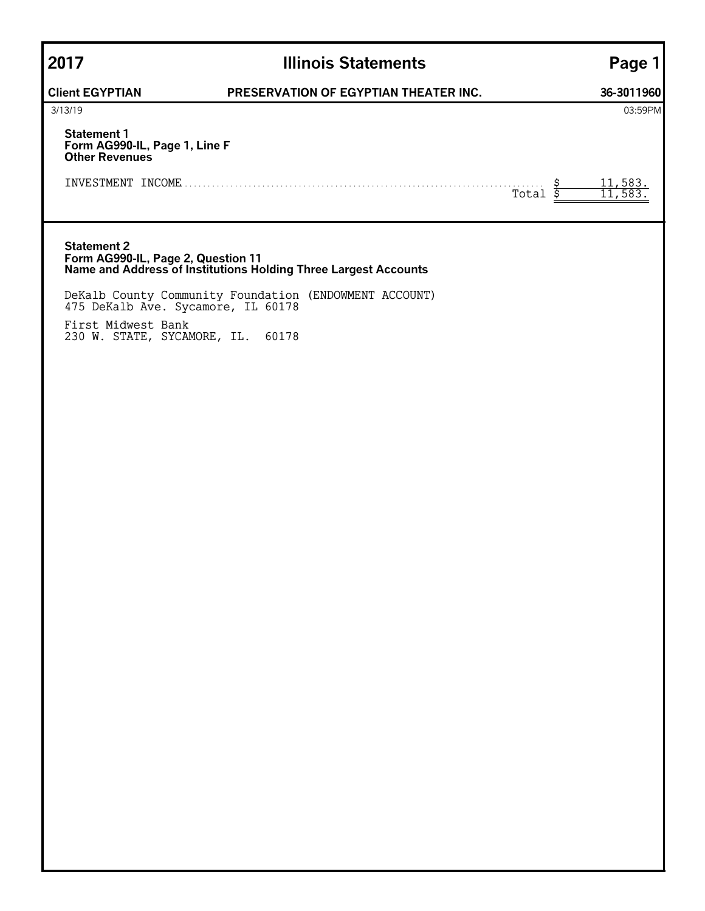# 2017 Illinois Statements

**Client EGYPTIAN** **PRESERVATION OF EGYPTIAN THEATER INC.** **36-3011960**

3/13/19 03:59PM

### Statement 1
**Form AG990-IL, Page 1, Line F**
**Other Revenues**

| | |
|---|---|
| INVESTMENT INCOME | $ 11,583. |
| Total | $ 11,583. |

### Statement 2
**Form AG990-IL, Page 2, Question 11**
**Name and Address of Institutions Holding Three Largest Accounts**

DeKalb County Community Foundation (ENDOWMENT ACCOUNT)
475 DeKalb Ave. Sycamore, IL 60178

First Midwest Bank
230 W. STATE, SYCAMORE, IL. 60178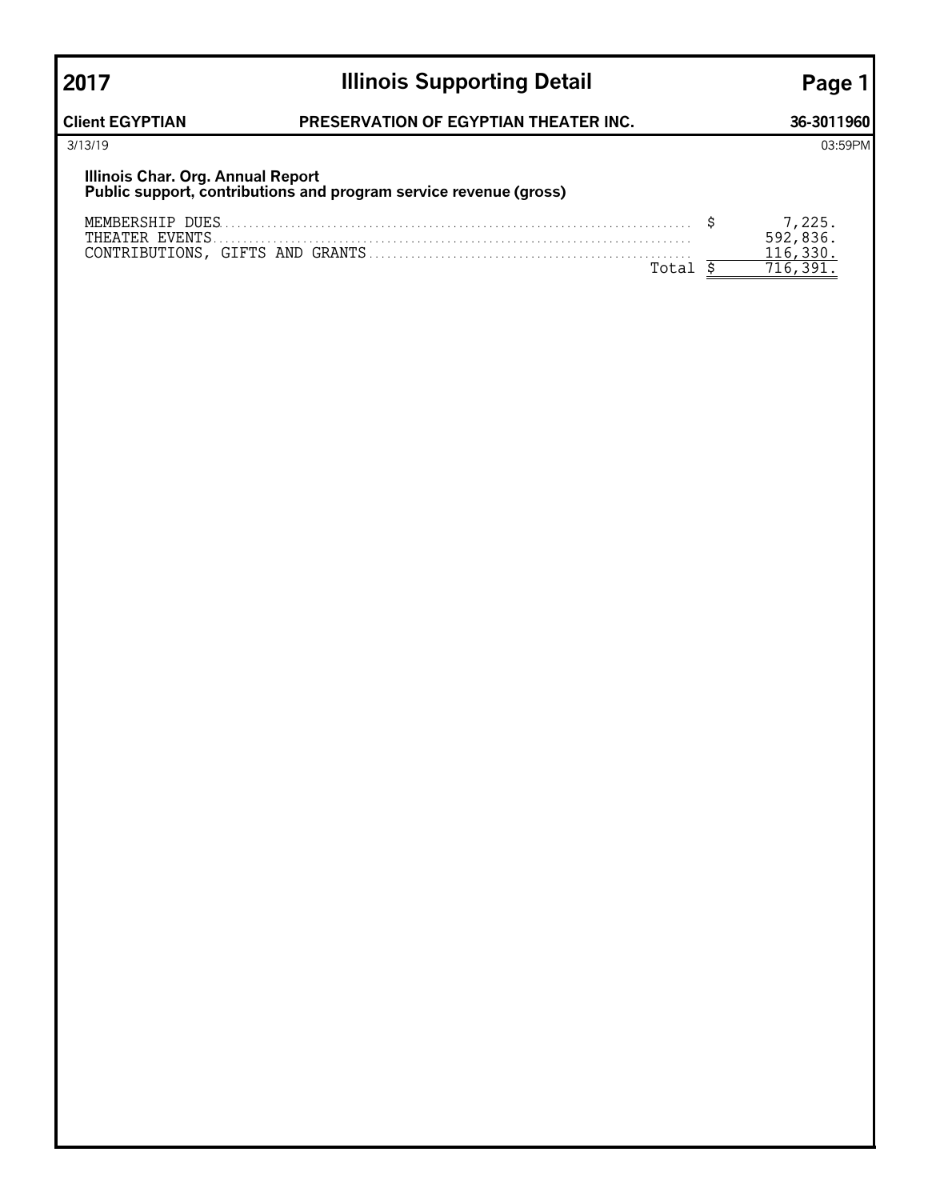# 2017 Illinois Supporting Detail

**Client EGYPTIAN** **PRESERVATION OF EGYPTIAN THEATER INC.** **36-3011960**

3/13/19 03:59PM

**Illinois Char. Org. Annual Report**
**Public support, contributions and program service revenue (gross)**

| | |
|---|---|
| MEMBERSHIP DUES | $ 7,225. |
| THEATER EVENTS | 592,836. |
| CONTRIBUTIONS, GIFTS AND GRANTS | 116,330. |
| Total | $ 716,391. |